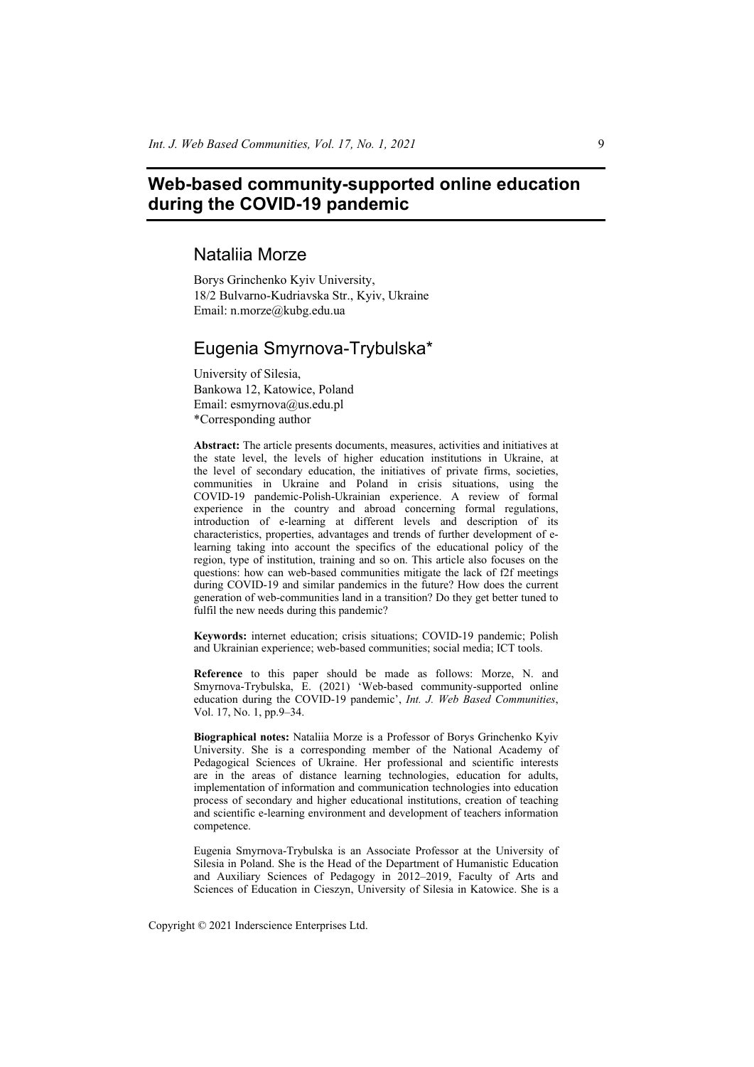# Web-based community-supported online education during the COVID-19 pandemic

## Nataliia Morze

Borys Grinchenko Kyiv University,
18/2 Bulvarno-Kudriavska Str., Kyiv, Ukraine
Email: n.morze@kubg.edu.ua

## Eugenia Smyrnova-Trybulska*

University of Silesia,
Bankowa 12, Katowice, Poland
Email: esmyrnova@us.edu.pl
*Corresponding author

**Abstract:** The article presents documents, measures, activities and initiatives at the state level, the levels of higher education institutions in Ukraine, at the level of secondary education, the initiatives of private firms, societies, communities in Ukraine and Poland in crisis situations, using the COVID-19 pandemic-Polish-Ukrainian experience. A review of formal experience in the country and abroad concerning formal regulations, introduction of e-learning at different levels and description of its characteristics, properties, advantages and trends of further development of e-learning taking into account the specifics of the educational policy of the region, type of institution, training and so on. This article also focuses on the questions: how can web-based communities mitigate the lack of f2f meetings during COVID-19 and similar pandemics in the future? How does the current generation of web-communities land in a transition? Do they get better tuned to fulfil the new needs during this pandemic?

**Keywords:** internet education; crisis situations; COVID-19 pandemic; Polish and Ukrainian experience; web-based communities; social media; ICT tools.

**Reference** to this paper should be made as follows: Morze, N. and Smyrnova-Trybulska, E. (2021) 'Web-based community-supported online education during the COVID-19 pandemic', *Int. J. Web Based Communities*, Vol. 17, No. 1, pp.9–34.

**Biographical notes:** Nataliia Morze is a Professor of Borys Grinchenko Kyiv University. She is a corresponding member of the National Academy of Pedagogical Sciences of Ukraine. Her professional and scientific interests are in the areas of distance learning technologies, education for adults, implementation of information and communication technologies into education process of secondary and higher educational institutions, creation of teaching and scientific e-learning environment and development of teachers information competence.

Eugenia Smyrnova-Trybulska is an Associate Professor at the University of Silesia in Poland. She is the Head of the Department of Humanistic Education and Auxiliary Sciences of Pedagogy in 2012–2019, Faculty of Arts and Sciences of Education in Cieszyn, University of Silesia in Katowice. She is a

Copyright © 2021 Inderscience Enterprises Ltd.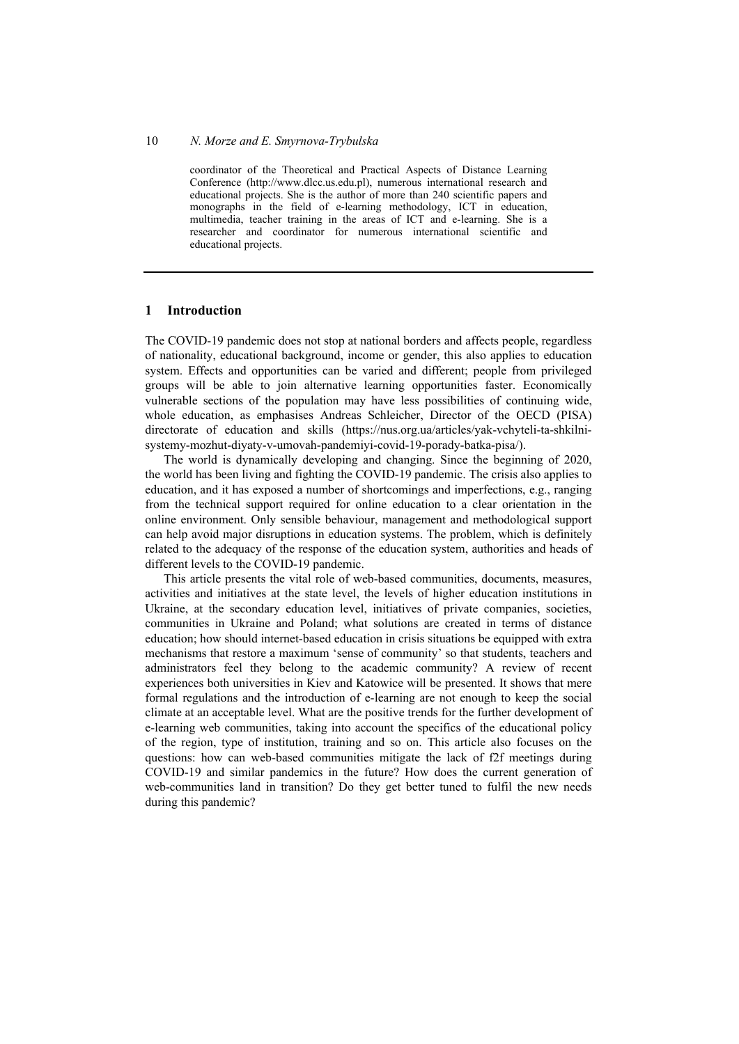coordinator of the Theoretical and Practical Aspects of Distance Learning Conference (http://www.dlcc.us.edu.pl), numerous international research and educational projects. She is the author of more than 240 scientific papers and monographs in the field of e-learning methodology, ICT in education, multimedia, teacher training in the areas of ICT and e-learning. She is a researcher and coordinator for numerous international scientific and educational projects.

---

## 1 Introduction

The COVID-19 pandemic does not stop at national borders and affects people, regardless of nationality, educational background, income or gender, this also applies to education system. Effects and opportunities can be varied and different; people from privileged groups will be able to join alternative learning opportunities faster. Economically vulnerable sections of the population may have less possibilities of continuing wide, whole education, as emphasises Andreas Schleicher, Director of the OECD (PISA) directorate of education and skills (https://nus.org.ua/articles/yak-vchyteli-ta-shkilni-systemy-mozhut-diyaty-v-umovah-pandemiyi-covid-19-porady-batka-pisa/).

The world is dynamically developing and changing. Since the beginning of 2020, the world has been living and fighting the COVID-19 pandemic. The crisis also applies to education, and it has exposed a number of shortcomings and imperfections, e.g., ranging from the technical support required for online education to a clear orientation in the online environment. Only sensible behaviour, management and methodological support can help avoid major disruptions in education systems. The problem, which is definitely related to the adequacy of the response of the education system, authorities and heads of different levels to the COVID-19 pandemic.

This article presents the vital role of web-based communities, documents, measures, activities and initiatives at the state level, the levels of higher education institutions in Ukraine, at the secondary education level, initiatives of private companies, societies, communities in Ukraine and Poland; what solutions are created in terms of distance education; how should internet-based education in crisis situations be equipped with extra mechanisms that restore a maximum 'sense of community' so that students, teachers and administrators feel they belong to the academic community? A review of recent experiences both universities in Kiev and Katowice will be presented. It shows that mere formal regulations and the introduction of e-learning are not enough to keep the social climate at an acceptable level. What are the positive trends for the further development of e-learning web communities, taking into account the specifics of the educational policy of the region, type of institution, training and so on. This article also focuses on the questions: how can web-based communities mitigate the lack of f2f meetings during COVID-19 and similar pandemics in the future? How does the current generation of web-communities land in transition? Do they get better tuned to fulfil the new needs during this pandemic?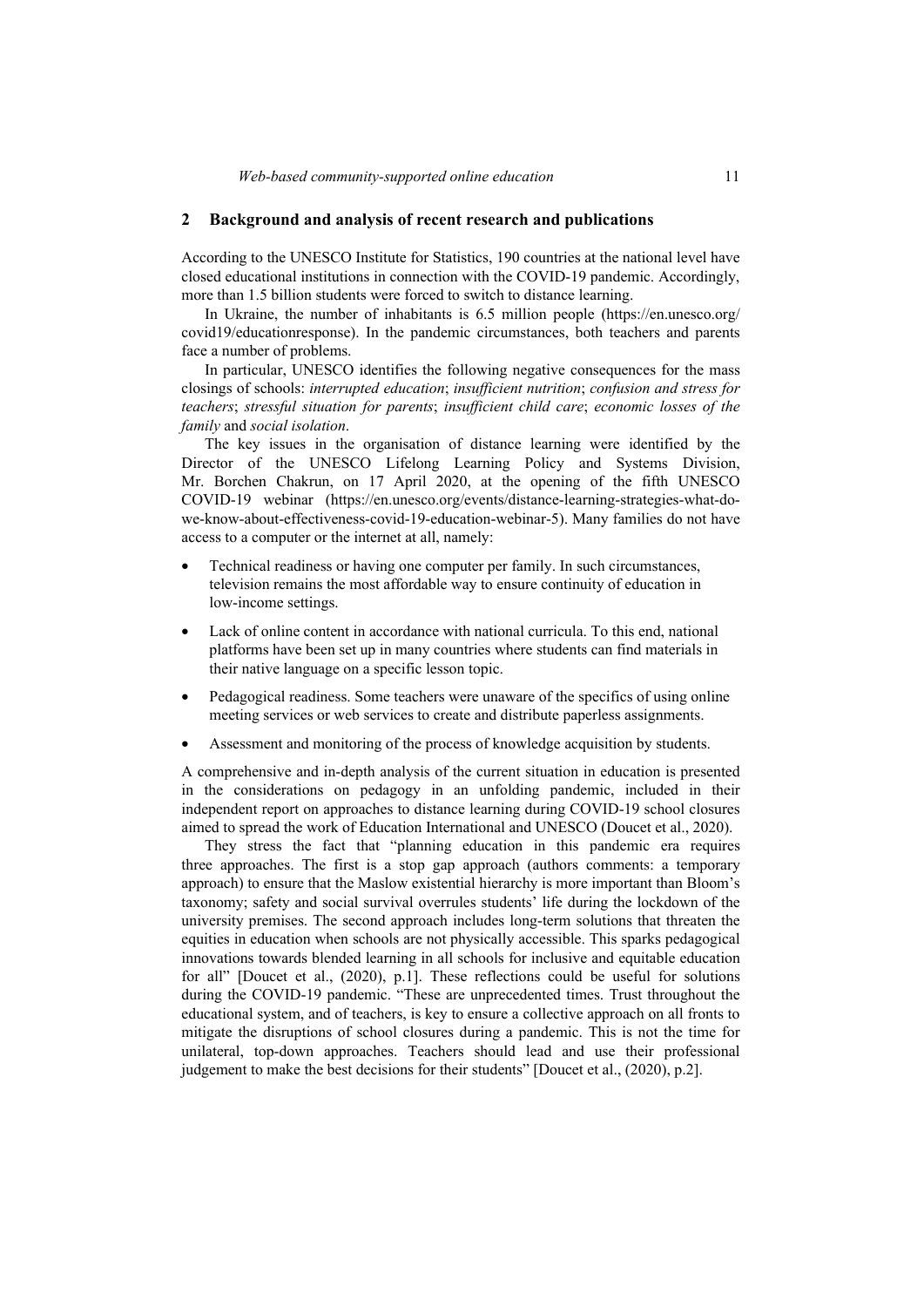## 2 Background and analysis of recent research and publications

According to the UNESCO Institute for Statistics, 190 countries at the national level have closed educational institutions in connection with the COVID-19 pandemic. Accordingly, more than 1.5 billion students were forced to switch to distance learning.

In Ukraine, the number of inhabitants is 6.5 million people (https://en.unesco.org/covid19/educationresponse). In the pandemic circumstances, both teachers and parents face a number of problems.

In particular, UNESCO identifies the following negative consequences for the mass closings of schools: *interrupted education*; *insufficient nutrition*; *confusion and stress for teachers*; *stressful situation for parents*; *insufficient child care*; *economic losses of the family* and *social isolation*.

The key issues in the organisation of distance learning were identified by the Director of the UNESCO Lifelong Learning Policy and Systems Division, Mr. Borchen Chakrun, on 17 April 2020, at the opening of the fifth UNESCO COVID-19 webinar (https://en.unesco.org/events/distance-learning-strategies-what-do-we-know-about-effectiveness-covid-19-education-webinar-5). Many families do not have access to a computer or the internet at all, namely:

- Technical readiness or having one computer per family. In such circumstances, television remains the most affordable way to ensure continuity of education in low-income settings.
- Lack of online content in accordance with national curricula. To this end, national platforms have been set up in many countries where students can find materials in their native language on a specific lesson topic.
- Pedagogical readiness. Some teachers were unaware of the specifics of using online meeting services or web services to create and distribute paperless assignments.
- Assessment and monitoring of the process of knowledge acquisition by students.

A comprehensive and in-depth analysis of the current situation in education is presented in the considerations on pedagogy in an unfolding pandemic, included in their independent report on approaches to distance learning during COVID-19 school closures aimed to spread the work of Education International and UNESCO (Doucet et al., 2020).

They stress the fact that "planning education in this pandemic era requires three approaches. The first is a stop gap approach (authors comments: a temporary approach) to ensure that the Maslow existential hierarchy is more important than Bloom's taxonomy; safety and social survival overrules students' life during the lockdown of the university premises. The second approach includes long-term solutions that threaten the equities in education when schools are not physically accessible. This sparks pedagogical innovations towards blended learning in all schools for inclusive and equitable education for all" [Doucet et al., (2020), p.1]. These reflections could be useful for solutions during the COVID-19 pandemic. "These are unprecedented times. Trust throughout the educational system, and of teachers, is key to ensure a collective approach on all fronts to mitigate the disruptions of school closures during a pandemic. This is not the time for unilateral, top-down approaches. Teachers should lead and use their professional judgement to make the best decisions for their students" [Doucet et al., (2020), p.2].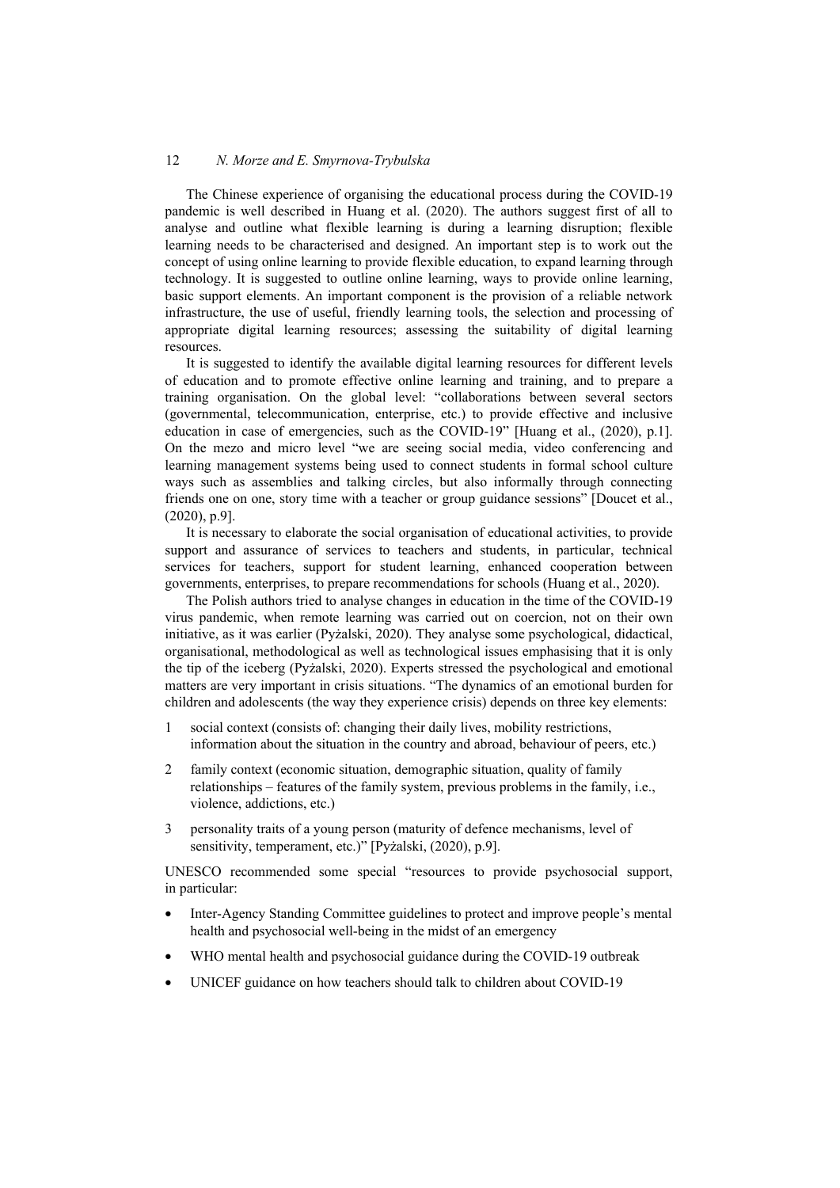The Chinese experience of organising the educational process during the COVID-19 pandemic is well described in Huang et al. (2020). The authors suggest first of all to analyse and outline what flexible learning is during a learning disruption; flexible learning needs to be characterised and designed. An important step is to work out the concept of using online learning to provide flexible education, to expand learning through technology. It is suggested to outline online learning, ways to provide online learning, basic support elements. An important component is the provision of a reliable network infrastructure, the use of useful, friendly learning tools, the selection and processing of appropriate digital learning resources; assessing the suitability of digital learning resources.

It is suggested to identify the available digital learning resources for different levels of education and to promote effective online learning and training, and to prepare a training organisation. On the global level: "collaborations between several sectors (governmental, telecommunication, enterprise, etc.) to provide effective and inclusive education in case of emergencies, such as the COVID-19" [Huang et al., (2020), p.1]. On the mezo and micro level "we are seeing social media, video conferencing and learning management systems being used to connect students in formal school culture ways such as assemblies and talking circles, but also informally through connecting friends one on one, story time with a teacher or group guidance sessions" [Doucet et al., (2020), p.9].

It is necessary to elaborate the social organisation of educational activities, to provide support and assurance of services to teachers and students, in particular, technical services for teachers, support for student learning, enhanced cooperation between governments, enterprises, to prepare recommendations for schools (Huang et al., 2020).

The Polish authors tried to analyse changes in education in the time of the COVID-19 virus pandemic, when remote learning was carried out on coercion, not on their own initiative, as it was earlier (Pyżalski, 2020). They analyse some psychological, didactical, organisational, methodological as well as technological issues emphasising that it is only the tip of the iceberg (Pyżalski, 2020). Experts stressed the psychological and emotional matters are very important in crisis situations. "The dynamics of an emotional burden for children and adolescents (the way they experience crisis) depends on three key elements:

1. social context (consists of: changing their daily lives, mobility restrictions, information about the situation in the country and abroad, behaviour of peers, etc.)
2. family context (economic situation, demographic situation, quality of family relationships – features of the family system, previous problems in the family, i.e., violence, addictions, etc.)
3. personality traits of a young person (maturity of defence mechanisms, level of sensitivity, temperament, etc.)" [Pyżalski, (2020), p.9].

UNESCO recommended some special "resources to provide psychosocial support, in particular:

- Inter-Agency Standing Committee guidelines to protect and improve people's mental health and psychosocial well-being in the midst of an emergency
- WHO mental health and psychosocial guidance during the COVID-19 outbreak
- UNICEF guidance on how teachers should talk to children about COVID-19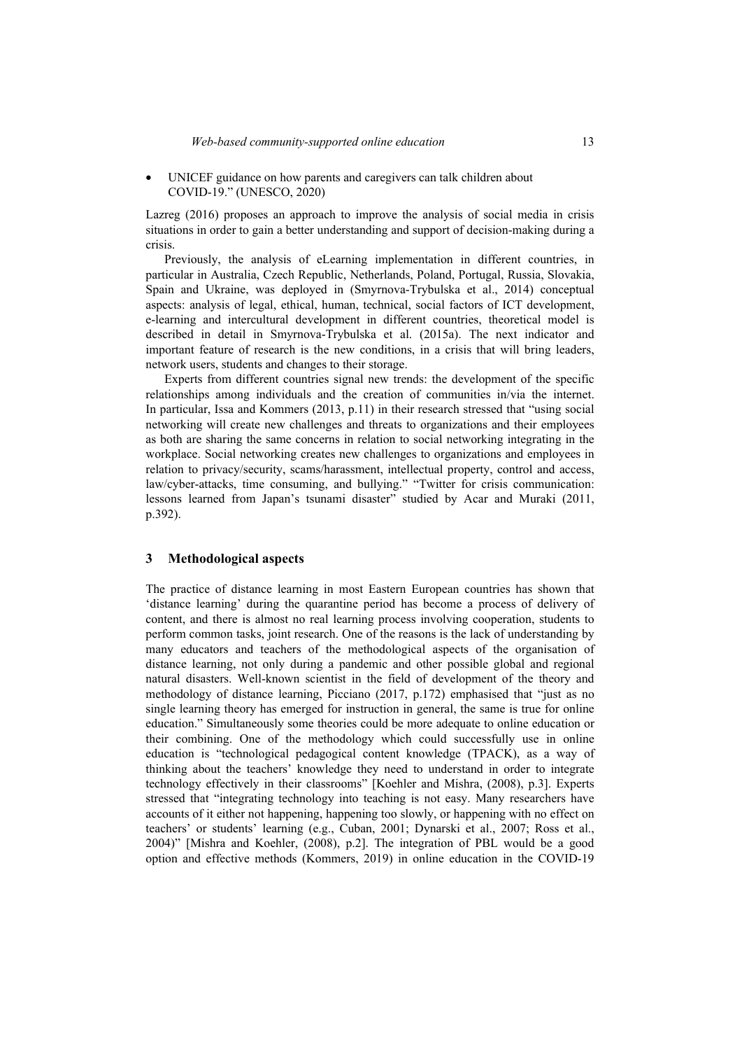- UNICEF guidance on how parents and caregivers can talk children about COVID-19." (UNESCO, 2020)

Lazreg (2016) proposes an approach to improve the analysis of social media in crisis situations in order to gain a better understanding and support of decision-making during a crisis.

Previously, the analysis of eLearning implementation in different countries, in particular in Australia, Czech Republic, Netherlands, Poland, Portugal, Russia, Slovakia, Spain and Ukraine, was deployed in (Smyrnova-Trybulska et al., 2014) conceptual aspects: analysis of legal, ethical, human, technical, social factors of ICT development, e-learning and intercultural development in different countries, theoretical model is described in detail in Smyrnova-Trybulska et al. (2015a). The next indicator and important feature of research is the new conditions, in a crisis that will bring leaders, network users, students and changes to their storage.

Experts from different countries signal new trends: the development of the specific relationships among individuals and the creation of communities in/via the internet. In particular, Issa and Kommers (2013, p.11) in their research stressed that "using social networking will create new challenges and threats to organizations and their employees as both are sharing the same concerns in relation to social networking integrating in the workplace. Social networking creates new challenges to organizations and employees in relation to privacy/security, scams/harassment, intellectual property, control and access, law/cyber-attacks, time consuming, and bullying." "Twitter for crisis communication: lessons learned from Japan's tsunami disaster" studied by Acar and Muraki (2011, p.392).

## 3 Methodological aspects

The practice of distance learning in most Eastern European countries has shown that 'distance learning' during the quarantine period has become a process of delivery of content, and there is almost no real learning process involving cooperation, students to perform common tasks, joint research. One of the reasons is the lack of understanding by many educators and teachers of the methodological aspects of the organisation of distance learning, not only during a pandemic and other possible global and regional natural disasters. Well-known scientist in the field of development of the theory and methodology of distance learning, Picciano (2017, p.172) emphasised that "just as no single learning theory has emerged for instruction in general, the same is true for online education." Simultaneously some theories could be more adequate to online education or their combining. One of the methodology which could successfully use in online education is "technological pedagogical content knowledge (TPACK), as a way of thinking about the teachers' knowledge they need to understand in order to integrate technology effectively in their classrooms" [Koehler and Mishra, (2008), p.3]. Experts stressed that "integrating technology into teaching is not easy. Many researchers have accounts of it either not happening, happening too slowly, or happening with no effect on teachers' or students' learning (e.g., Cuban, 2001; Dynarski et al., 2007; Ross et al., 2004)" [Mishra and Koehler, (2008), p.2]. The integration of PBL would be a good option and effective methods (Kommers, 2019) in online education in the COVID-19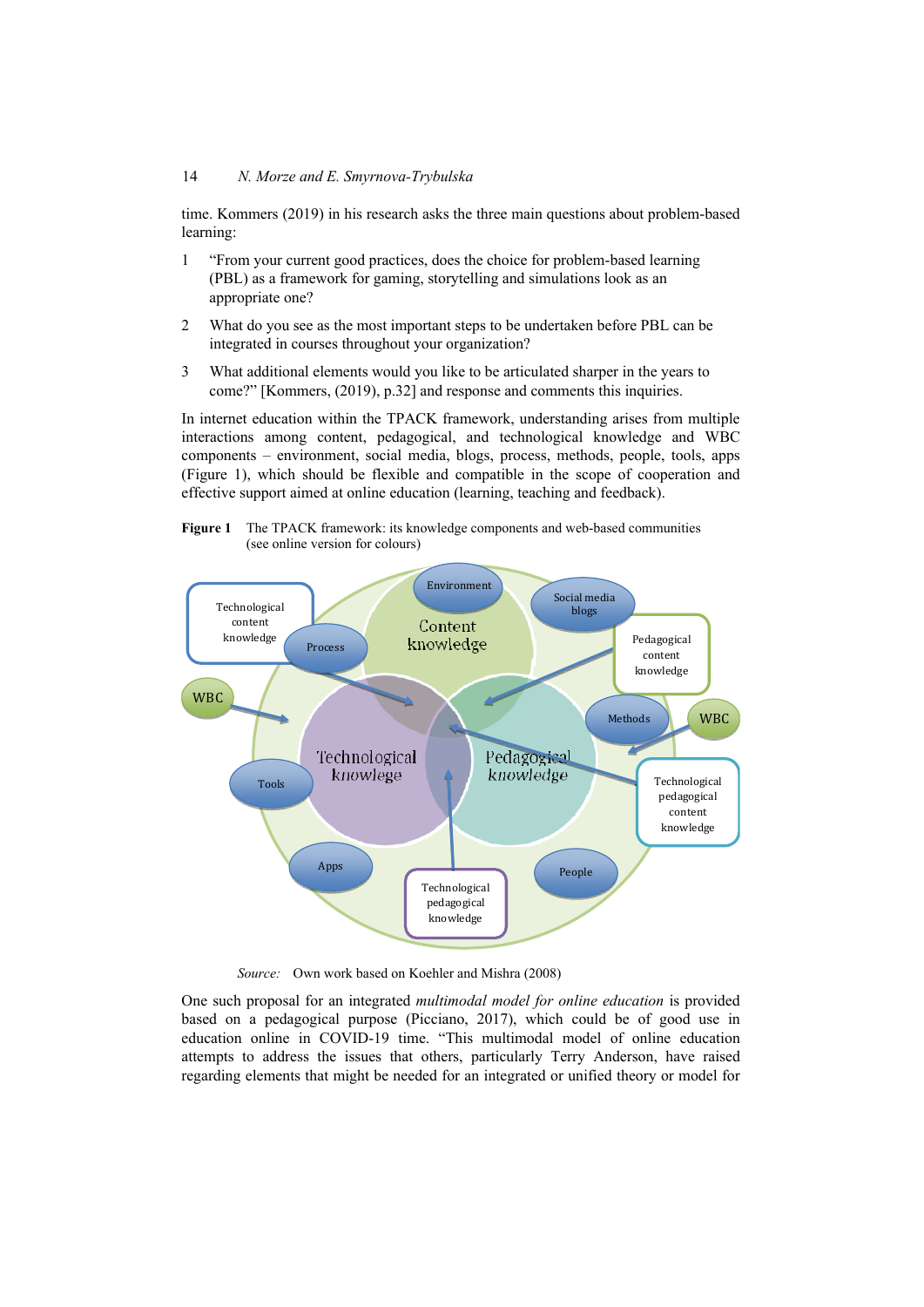time. Kommers (2019) in his research asks the three main questions about problem-based learning:

1 "From your current good practices, does the choice for problem-based learning (PBL) as a framework for gaming, storytelling and simulations look as an appropriate one?

2 What do you see as the most important steps to be undertaken before PBL can be integrated in courses throughout your organization?

3 What additional elements would you like to be articulated sharper in the years to come?" [Kommers, (2019), p.32] and response and comments this inquiries.

In internet education within the TPACK framework, understanding arises from multiple interactions among content, pedagogical, and technological knowledge and WBC components – environment, social media, blogs, process, methods, people, tools, apps (Figure 1), which should be flexible and compatible in the scope of cooperation and effective support aimed at online education (learning, teaching and feedback).

**Figure 1** The TPACK framework: its knowledge components and web-based communities (see online version for colours)

*Source:* Own work based on Koehler and Mishra (2008)

One such proposal for an integrated *multimodal model for online education* is provided based on a pedagogical purpose (Picciano, 2017), which could be of good use in education online in COVID-19 time. "This multimodal model of online education attempts to address the issues that others, particularly Terry Anderson, have raised regarding elements that might be needed for an integrated or unified theory or model for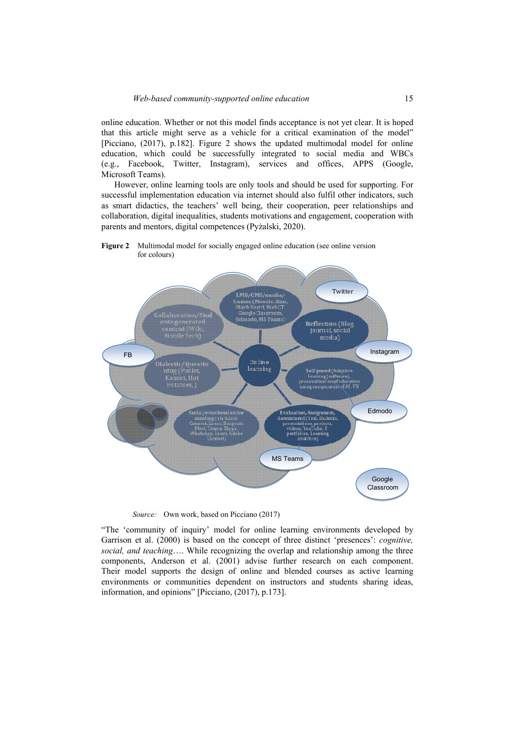online education. Whether or not this model finds acceptance is not yet clear. It is hoped that this article might serve as a vehicle for a critical examination of the model" [Picciano, (2017), p.182]. Figure 2 shows the updated multimodal model for online education, which could be successfully integrated to social media and WBCs (e.g., Facebook, Twitter, Instagram), services and offices, APPS (Google, Microsoft Teams).

However, online learning tools are only tools and should be used for supporting. For successful implementation education via internet should also fulfil other indicators, such as smart didactics, the teachers' well being, their cooperation, peer relationships and collaboration, digital inequalities, students motivations and engagement, cooperation with parents and mentors, digital competences (Pyżalski, 2020).

**Figure 2** Multimodal model for socially engaged online education (see online version for colours)

*Source:* Own work, based on Picciano (2017)

"The 'community of inquiry' model for online learning environments developed by Garrison et al. (2000) is based on the concept of three distinct 'presences': *cognitive, social, and teaching*…. While recognizing the overlap and relationship among the three components, Anderson et al. (2001) advise further research on each component. Their model supports the design of online and blended courses as active learning environments or communities dependent on instructors and students sharing ideas, information, and opinions" [Picciano, (2017), p.173].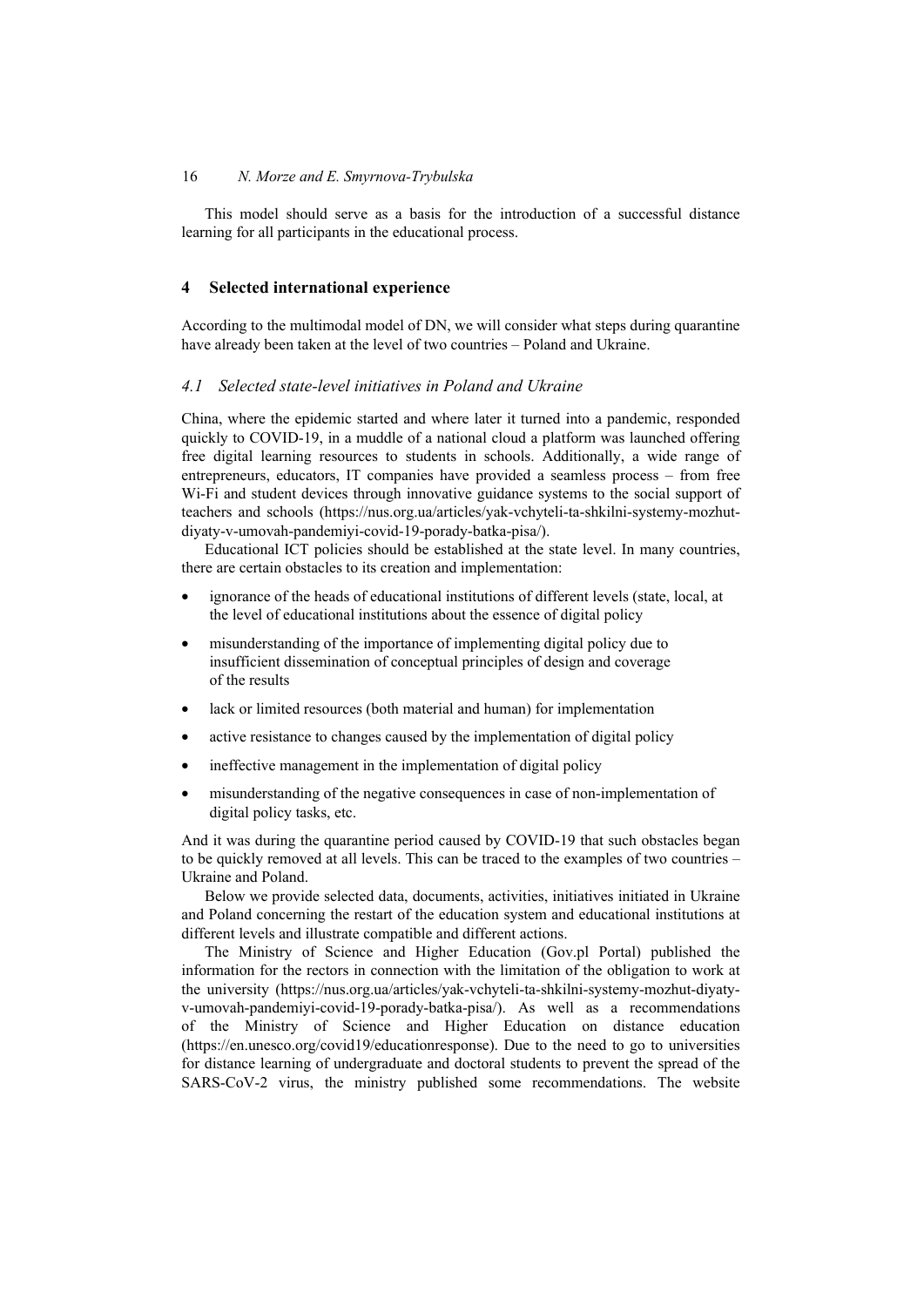This model should serve as a basis for the introduction of a successful distance learning for all participants in the educational process.

## 4 Selected international experience

According to the multimodal model of DN, we will consider what steps during quarantine have already been taken at the level of two countries – Poland and Ukraine.

### *4.1 Selected state-level initiatives in Poland and Ukraine*

China, where the epidemic started and where later it turned into a pandemic, responded quickly to COVID-19, in a muddle of a national cloud a platform was launched offering free digital learning resources to students in schools. Additionally, a wide range of entrepreneurs, educators, IT companies have provided a seamless process – from free Wi-Fi and student devices through innovative guidance systems to the social support of teachers and schools (https://nus.org.ua/articles/yak-vchyteli-ta-shkilni-systemy-mozhut-diyaty-v-umovah-pandemiyi-covid-19-porady-batka-pisa/).

Educational ICT policies should be established at the state level. In many countries, there are certain obstacles to its creation and implementation:

- ignorance of the heads of educational institutions of different levels (state, local, at the level of educational institutions about the essence of digital policy
- misunderstanding of the importance of implementing digital policy due to insufficient dissemination of conceptual principles of design and coverage of the results
- lack or limited resources (both material and human) for implementation
- active resistance to changes caused by the implementation of digital policy
- ineffective management in the implementation of digital policy
- misunderstanding of the negative consequences in case of non-implementation of digital policy tasks, etc.

And it was during the quarantine period caused by COVID-19 that such obstacles began to be quickly removed at all levels. This can be traced to the examples of two countries – Ukraine and Poland.

Below we provide selected data, documents, activities, initiatives initiated in Ukraine and Poland concerning the restart of the education system and educational institutions at different levels and illustrate compatible and different actions.

The Ministry of Science and Higher Education (Gov.pl Portal) published the information for the rectors in connection with the limitation of the obligation to work at the university (https://nus.org.ua/articles/yak-vchyteli-ta-shkilni-systemy-mozhut-diyaty-v-umovah-pandemiyi-covid-19-porady-batka-pisa/). As well as a recommendations of the Ministry of Science and Higher Education on distance education (https://en.unesco.org/covid19/educationresponse). Due to the need to go to universities for distance learning of undergraduate and doctoral students to prevent the spread of the SARS-CoV-2 virus, the ministry published some recommendations. The website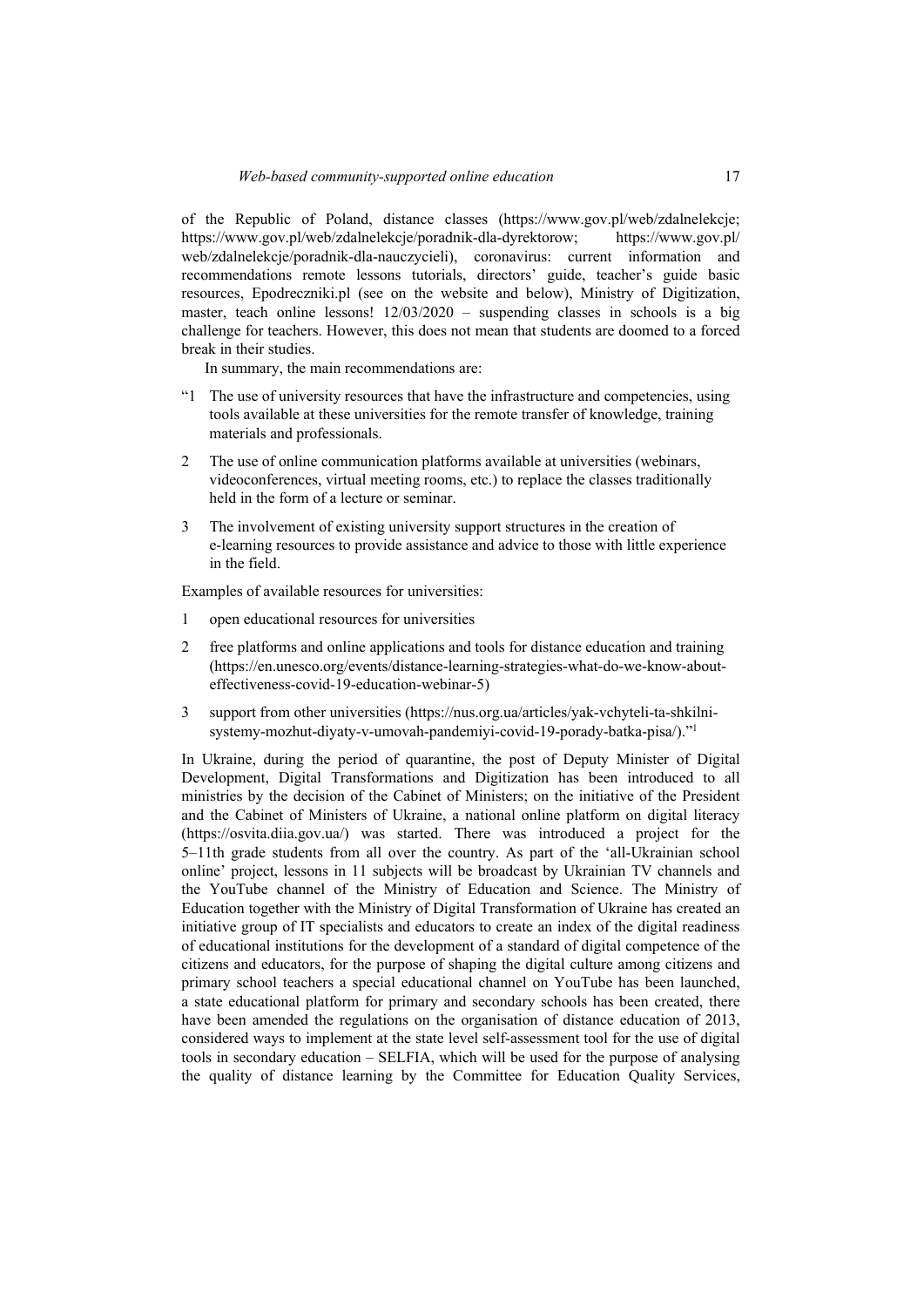of the Republic of Poland, distance classes (https://www.gov.pl/web/zdalnelekcje; https://www.gov.pl/web/zdalnelekcje/poradnik-dla-dyrektorow; https://www.gov.pl/web/zdalnelekcje/poradnik-dla-nauczycieli), coronavirus: current information and recommendations remote lessons tutorials, directors' guide, teacher's guide basic resources, Epodreczniki.pl (see on the website and below), Ministry of Digitization, master, teach online lessons! 12/03/2020 – suspending classes in schools is a big challenge for teachers. However, this does not mean that students are doomed to a forced break in their studies.

In summary, the main recommendations are:

"1 The use of university resources that have the infrastructure and competencies, using tools available at these universities for the remote transfer of knowledge, training materials and professionals.

2 The use of online communication platforms available at universities (webinars, videoconferences, virtual meeting rooms, etc.) to replace the classes traditionally held in the form of a lecture or seminar.

3 The involvement of existing university support structures in the creation of e-learning resources to provide assistance and advice to those with little experience in the field.

Examples of available resources for universities:

1 open educational resources for universities

2 free platforms and online applications and tools for distance education and training (https://en.unesco.org/events/distance-learning-strategies-what-do-we-know-about-effectiveness-covid-19-education-webinar-5)

3 support from other universities (https://nus.org.ua/articles/yak-vchyteli-ta-shkilni-systemy-mozhut-diyaty-v-umovah-pandemiyi-covid-19-porady-batka-pisa/)."[1]

In Ukraine, during the period of quarantine, the post of Deputy Minister of Digital Development, Digital Transformations and Digitization has been introduced to all ministries by the decision of the Cabinet of Ministers; on the initiative of the President and the Cabinet of Ministers of Ukraine, a national online platform on digital literacy (https://osvita.diia.gov.ua/) was started. There was introduced a project for the 5–11th grade students from all over the country. As part of the 'all-Ukrainian school online' project, lessons in 11 subjects will be broadcast by Ukrainian TV channels and the YouTube channel of the Ministry of Education and Science. The Ministry of Education together with the Ministry of Digital Transformation of Ukraine has created an initiative group of IT specialists and educators to create an index of the digital readiness of educational institutions for the development of a standard of digital competence of the citizens and educators, for the purpose of shaping the digital culture among citizens and primary school teachers a special educational channel on YouTube has been launched, a state educational platform for primary and secondary schools has been created, there have been amended the regulations on the organisation of distance education of 2013, considered ways to implement at the state level self-assessment tool for the use of digital tools in secondary education – SELFIA, which will be used for the purpose of analysing the quality of distance learning by the Committee for Education Quality Services,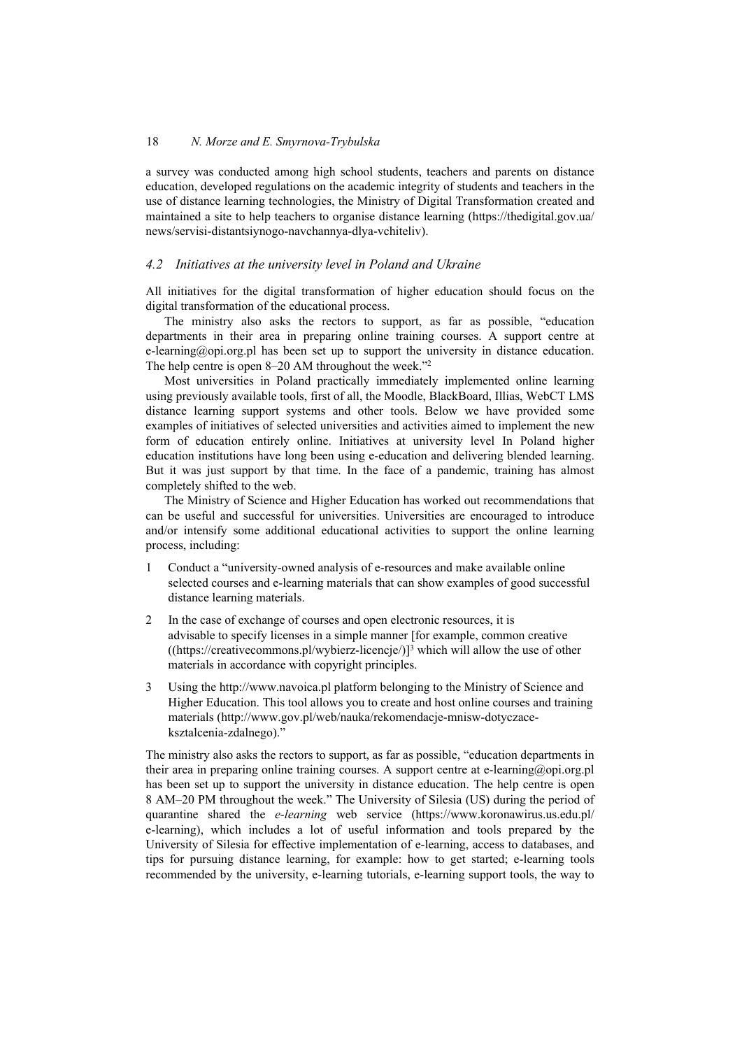a survey was conducted among high school students, teachers and parents on distance education, developed regulations on the academic integrity of students and teachers in the use of distance learning technologies, the Ministry of Digital Transformation created and maintained a site to help teachers to organise distance learning (https://thedigital.gov.ua/news/servisi-distantsiynogo-navchannya-dlya-vchiteliv).

### *4.2 Initiatives at the university level in Poland and Ukraine*

All initiatives for the digital transformation of higher education should focus on the digital transformation of the educational process.

The ministry also asks the rectors to support, as far as possible, "education departments in their area in preparing online training courses. A support centre at e-learning@opi.org.pl has been set up to support the university in distance education. The help centre is open 8–20 AM throughout the week."[2]

Most universities in Poland practically immediately implemented online learning using previously available tools, first of all, the Moodle, BlackBoard, Illias, WebCT LMS distance learning support systems and other tools. Below we have provided some examples of initiatives of selected universities and activities aimed to implement the new form of education entirely online. Initiatives at university level In Poland higher education institutions have long been using e-education and delivering blended learning. But it was just support by that time. In the face of a pandemic, training has almost completely shifted to the web.

The Ministry of Science and Higher Education has worked out recommendations that can be useful and successful for universities. Universities are encouraged to introduce and/or intensify some additional educational activities to support the online learning process, including:

1. Conduct a "university-owned analysis of e-resources and make available online selected courses and e-learning materials that can show examples of good successful distance learning materials.
2. In the case of exchange of courses and open electronic resources, it is advisable to specify licenses in a simple manner [for example, common creative ((https://creativecommons.pl/wybierz-licencje/)][3] which will allow the use of other materials in accordance with copyright principles.
3. Using the http://www.navoica.pl platform belonging to the Ministry of Science and Higher Education. This tool allows you to create and host online courses and training materials (http://www.gov.pl/web/nauka/rekomendacje-mnisw-dotyczace-ksztalcenia-zdalnego)."

The ministry also asks the rectors to support, as far as possible, "education departments in their area in preparing online training courses. A support centre at e-learning@opi.org.pl has been set up to support the university in distance education. The help centre is open 8 AM–20 PM throughout the week." The University of Silesia (US) during the period of quarantine shared the *e-learning* web service (https://www.koronawirus.us.edu.pl/e-learning), which includes a lot of useful information and tools prepared by the University of Silesia for effective implementation of e-learning, access to databases, and tips for pursuing distance learning, for example: how to get started; e-learning tools recommended by the university, e-learning tutorials, e-learning support tools, the way to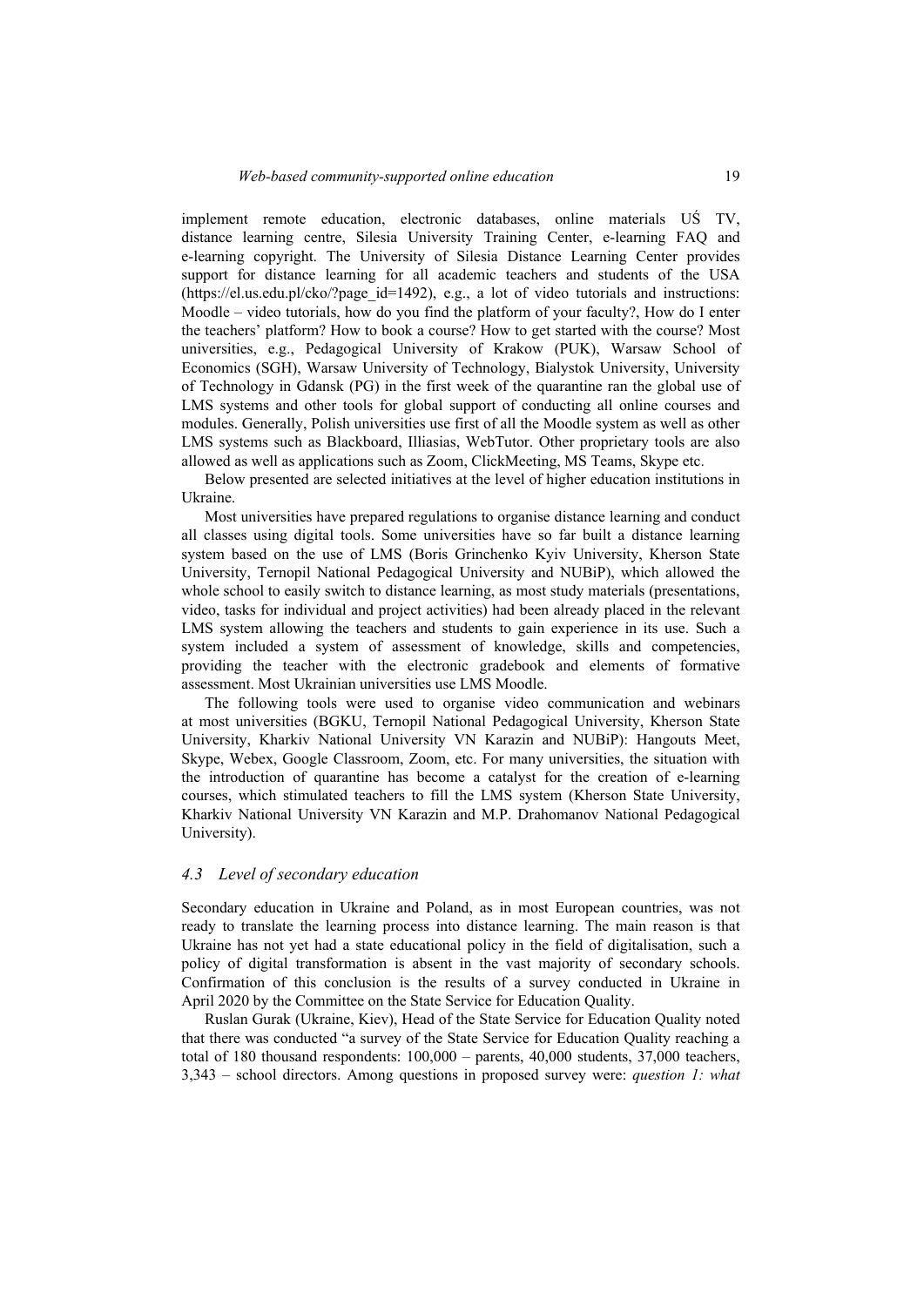implement remote education, electronic databases, online materials UŚ TV, distance learning centre, Silesia University Training Center, e-learning FAQ and e-learning copyright. The University of Silesia Distance Learning Center provides support for distance learning for all academic teachers and students of the USA (https://el.us.edu.pl/cko/?page_id=1492), e.g., a lot of video tutorials and instructions: Moodle – video tutorials, how do you find the platform of your faculty?, How do I enter the teachers' platform? How to book a course? How to get started with the course? Most universities, e.g., Pedagogical University of Krakow (PUK), Warsaw School of Economics (SGH), Warsaw University of Technology, Bialystok University, University of Technology in Gdansk (PG) in the first week of the quarantine ran the global use of LMS systems and other tools for global support of conducting all online courses and modules. Generally, Polish universities use first of all the Moodle system as well as other LMS systems such as Blackboard, Illiasias, WebTutor. Other proprietary tools are also allowed as well as applications such as Zoom, ClickMeeting, MS Teams, Skype etc.

Below presented are selected initiatives at the level of higher education institutions in Ukraine.

Most universities have prepared regulations to organise distance learning and conduct all classes using digital tools. Some universities have so far built a distance learning system based on the use of LMS (Boris Grinchenko Kyiv University, Kherson State University, Ternopil National Pedagogical University and NUBiP), which allowed the whole school to easily switch to distance learning, as most study materials (presentations, video, tasks for individual and project activities) had been already placed in the relevant LMS system allowing the teachers and students to gain experience in its use. Such a system included a system of assessment of knowledge, skills and competencies, providing the teacher with the electronic gradebook and elements of formative assessment. Most Ukrainian universities use LMS Moodle.

The following tools were used to organise video communication and webinars at most universities (BGKU, Ternopil National Pedagogical University, Kherson State University, Kharkiv National University VN Karazin and NUBiP): Hangouts Meet, Skype, Webex, Google Classroom, Zoom, etc. For many universities, the situation with the introduction of quarantine has become a catalyst for the creation of e-learning courses, which stimulated teachers to fill the LMS system (Kherson State University, Kharkiv National University VN Karazin and M.P. Drahomanov National Pedagogical University).

### *4.3 Level of secondary education*

Secondary education in Ukraine and Poland, as in most European countries, was not ready to translate the learning process into distance learning. The main reason is that Ukraine has not yet had a state educational policy in the field of digitalisation, such a policy of digital transformation is absent in the vast majority of secondary schools. Confirmation of this conclusion is the results of a survey conducted in Ukraine in April 2020 by the Committee on the State Service for Education Quality.

Ruslan Gurak (Ukraine, Kiev), Head of the State Service for Education Quality noted that there was conducted "a survey of the State Service for Education Quality reaching a total of 180 thousand respondents: 100,000 – parents, 40,000 students, 37,000 teachers, 3,343 – school directors. Among questions in proposed survey were: *question 1: what*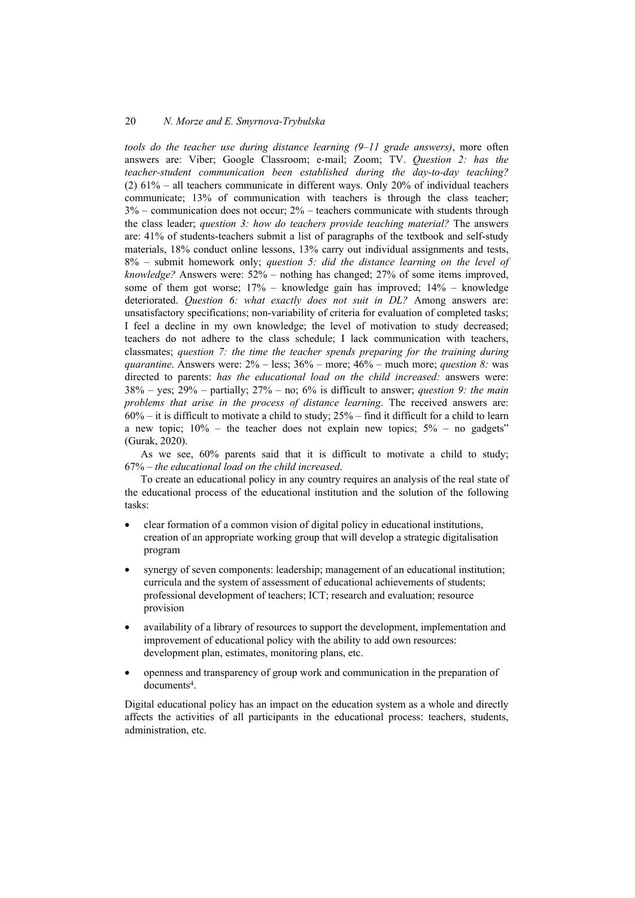*tools do the teacher use during distance learning (9–11 grade answers)*, more often answers are: Viber; Google Classroom; e-mail; Zoom; TV. *Question 2: has the teacher-student communication been established during the day-to-day teaching?* (2) 61% – all teachers communicate in different ways. Only 20% of individual teachers communicate; 13% of communication with teachers is through the class teacher; 3% – communication does not occur; 2% – teachers communicate with students through the class leader; *question 3: how do teachers provide teaching material?* The answers are: 41% of students-teachers submit a list of paragraphs of the textbook and self-study materials, 18% conduct online lessons, 13% carry out individual assignments and tests, 8% – submit homework only; *question 5: did the distance learning on the level of knowledge?* Answers were: 52% – nothing has changed; 27% of some items improved, some of them got worse; 17% – knowledge gain has improved; 14% – knowledge deteriorated. *Question 6: what exactly does not suit in DL?* Among answers are: unsatisfactory specifications; non-variability of criteria for evaluation of completed tasks; I feel a decline in my own knowledge; the level of motivation to study decreased; teachers do not adhere to the class schedule; I lack communication with teachers, classmates; *question 7: the time the teacher spends preparing for the training during quarantine*. Answers were: 2% – less; 36% – more; 46% – much more; *question 8:* was directed to parents: *has the educational load on the child increased:* answers were: 38% – yes; 29% – partially; 27% – no; 6% is difficult to answer; *question 9: the main problems that arise in the process of distance learning*. The received answers are: 60% – it is difficult to motivate a child to study; 25% – find it difficult for a child to learn a new topic; 10% – the teacher does not explain new topics; 5% – no gadgets" (Gurak, 2020).

As we see, 60% parents said that it is difficult to motivate a child to study; 67% – *the educational load on the child increased*.

To create an educational policy in any country requires an analysis of the real state of the educational process of the educational institution and the solution of the following tasks:

- clear formation of a common vision of digital policy in educational institutions, creation of an appropriate working group that will develop a strategic digitalisation program
- synergy of seven components: leadership; management of an educational institution; curricula and the system of assessment of educational achievements of students; professional development of teachers; ICT; research and evaluation; resource provision
- availability of a library of resources to support the development, implementation and improvement of educational policy with the ability to add own resources: development plan, estimates, monitoring plans, etc.
- openness and transparency of group work and communication in the preparation of documents[4].

Digital educational policy has an impact on the education system as a whole and directly affects the activities of all participants in the educational process: teachers, students, administration, etc.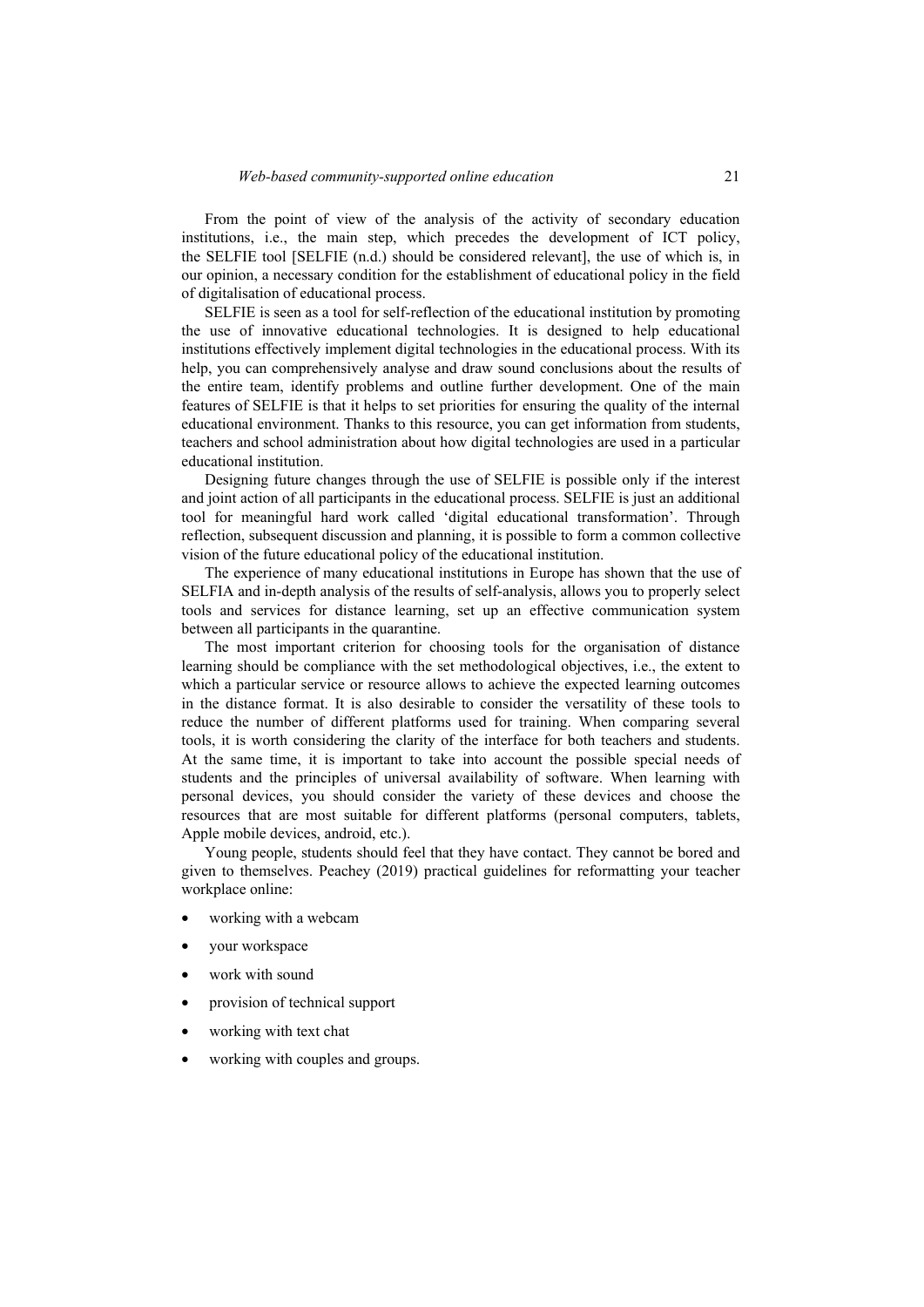From the point of view of the analysis of the activity of secondary education institutions, i.e., the main step, which precedes the development of ICT policy, the SELFIE tool [SELFIE (n.d.) should be considered relevant], the use of which is, in our opinion, a necessary condition for the establishment of educational policy in the field of digitalisation of educational process.

SELFIE is seen as a tool for self-reflection of the educational institution by promoting the use of innovative educational technologies. It is designed to help educational institutions effectively implement digital technologies in the educational process. With its help, you can comprehensively analyse and draw sound conclusions about the results of the entire team, identify problems and outline further development. One of the main features of SELFIE is that it helps to set priorities for ensuring the quality of the internal educational environment. Thanks to this resource, you can get information from students, teachers and school administration about how digital technologies are used in a particular educational institution.

Designing future changes through the use of SELFIE is possible only if the interest and joint action of all participants in the educational process. SELFIE is just an additional tool for meaningful hard work called 'digital educational transformation'. Through reflection, subsequent discussion and planning, it is possible to form a common collective vision of the future educational policy of the educational institution.

The experience of many educational institutions in Europe has shown that the use of SELFIA and in-depth analysis of the results of self-analysis, allows you to properly select tools and services for distance learning, set up an effective communication system between all participants in the quarantine.

The most important criterion for choosing tools for the organisation of distance learning should be compliance with the set methodological objectives, i.e., the extent to which a particular service or resource allows to achieve the expected learning outcomes in the distance format. It is also desirable to consider the versatility of these tools to reduce the number of different platforms used for training. When comparing several tools, it is worth considering the clarity of the interface for both teachers and students. At the same time, it is important to take into account the possible special needs of students and the principles of universal availability of software. When learning with personal devices, you should consider the variety of these devices and choose the resources that are most suitable for different platforms (personal computers, tablets, Apple mobile devices, android, etc.).

Young people, students should feel that they have contact. They cannot be bored and given to themselves. Peachey (2019) practical guidelines for reformatting your teacher workplace online:

- working with a webcam
- your workspace
- work with sound
- provision of technical support
- working with text chat
- working with couples and groups.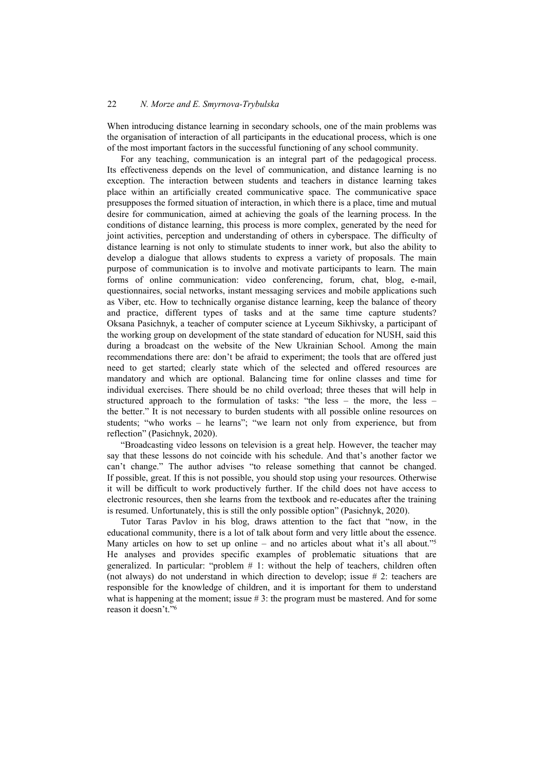When introducing distance learning in secondary schools, one of the main problems was the organisation of interaction of all participants in the educational process, which is one of the most important factors in the successful functioning of any school community.

For any teaching, communication is an integral part of the pedagogical process. Its effectiveness depends on the level of communication, and distance learning is no exception. The interaction between students and teachers in distance learning takes place within an artificially created communicative space. The communicative space presupposes the formed situation of interaction, in which there is a place, time and mutual desire for communication, aimed at achieving the goals of the learning process. In the conditions of distance learning, this process is more complex, generated by the need for joint activities, perception and understanding of others in cyberspace. The difficulty of distance learning is not only to stimulate students to inner work, but also the ability to develop a dialogue that allows students to express a variety of proposals. The main purpose of communication is to involve and motivate participants to learn. The main forms of online communication: video conferencing, forum, chat, blog, e-mail, questionnaires, social networks, instant messaging services and mobile applications such as Viber, etc. How to technically organise distance learning, keep the balance of theory and practice, different types of tasks and at the same time capture students? Oksana Pasichnyk, a teacher of computer science at Lyceum Sikhivsky, a participant of the working group on development of the state standard of education for NUSH, said this during a broadcast on the website of the New Ukrainian School. Among the main recommendations there are: don't be afraid to experiment; the tools that are offered just need to get started; clearly state which of the selected and offered resources are mandatory and which are optional. Balancing time for online classes and time for individual exercises. There should be no child overload; three theses that will help in structured approach to the formulation of tasks: "the less – the more, the less – the better." It is not necessary to burden students with all possible online resources on students; "who works – he learns"; "we learn not only from experience, but from reflection" (Pasichnyk, 2020).

"Broadcasting video lessons on television is a great help. However, the teacher may say that these lessons do not coincide with his schedule. And that's another factor we can't change." The author advises "to release something that cannot be changed. If possible, great. If this is not possible, you should stop using your resources. Otherwise it will be difficult to work productively further. If the child does not have access to electronic resources, then she learns from the textbook and re-educates after the training is resumed. Unfortunately, this is still the only possible option" (Pasichnyk, 2020).

Tutor Taras Pavlov in his blog, draws attention to the fact that "now, in the educational community, there is a lot of talk about form and very little about the essence. Many articles on how to set up online – and no articles about what it's all about."[5] He analyses and provides specific examples of problematic situations that are generalized. In particular: "problem # 1: without the help of teachers, children often (not always) do not understand in which direction to develop; issue # 2: teachers are responsible for the knowledge of children, and it is important for them to understand what is happening at the moment; issue # 3: the program must be mastered. And for some reason it doesn't."[6]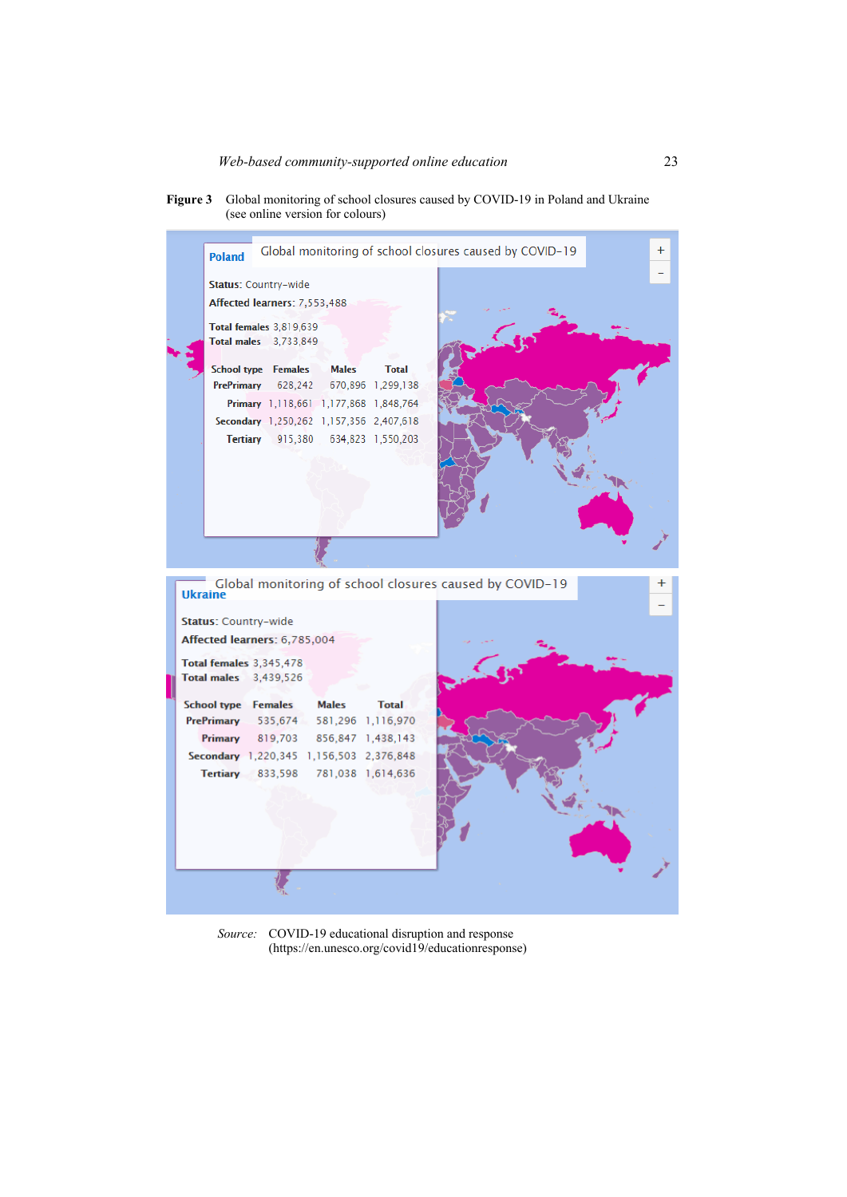**Figure 3** Global monitoring of school closures caused by COVID-19 in Poland and Ukraine (see online version for colours)

**Poland** — Global monitoring of school closures caused by COVID-19

**Status**: Country-wide

**Affected learners**: 7,553,488

**Total females** 3,819,639

**Total males** 3,733,849

| School type | Females | Males | Total |
|---|---|---|---|
| PrePrimary | 628,242 | 670,896 | 1,299,138 |
| Primary | 1,118,661 | 1,177,868 | 1,848,764 |
| Secondary | 1,250,262 | 1,157,356 | 2,407,618 |
| Tertiary | 915,380 | 634,823 | 1,550,203 |

**Ukraine** — Global monitoring of school closures caused by COVID-19

**Status**: Country-wide

**Affected learners**: 6,785,004

**Total females** 3,345,478

**Total males** 3,439,526

| School type | Females | Males | Total |
|---|---|---|---|
| PrePrimary | 535,674 | 581,296 | 1,116,970 |
| Primary | 819,703 | 856,847 | 1,438,143 |
| Secondary | 1,220,345 | 1,156,503 | 2,376,848 |
| Tertiary | 833,598 | 781,038 | 1,614,636 |

*Source:* COVID-19 educational disruption and response (https://en.unesco.org/covid19/educationresponse)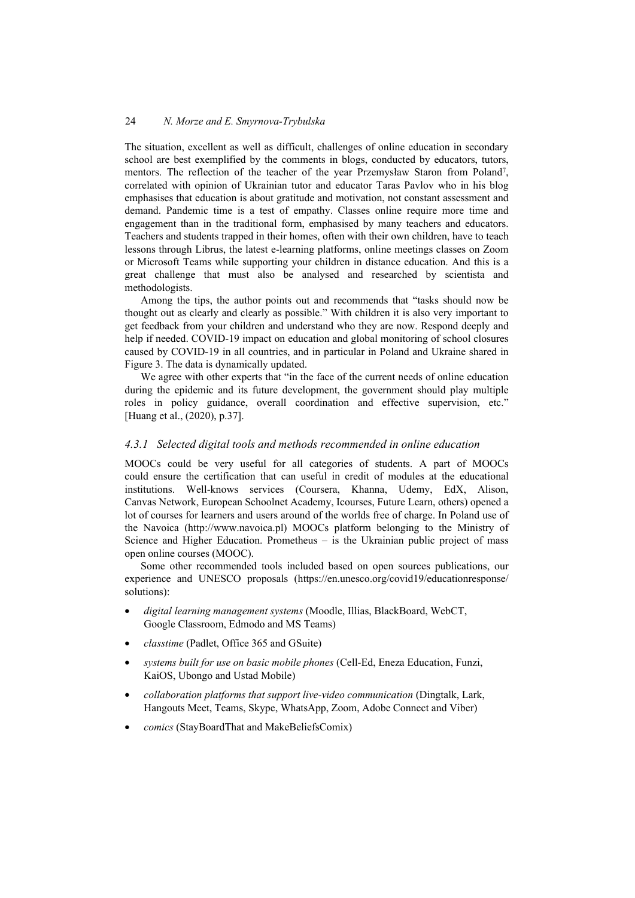The situation, excellent as well as difficult, challenges of online education in secondary school are best exemplified by the comments in blogs, conducted by educators, tutors, mentors. The reflection of the teacher of the year Przemysław Staron from Poland[7], correlated with opinion of Ukrainian tutor and educator Taras Pavlov who in his blog emphasises that education is about gratitude and motivation, not constant assessment and demand. Pandemic time is a test of empathy. Classes online require more time and engagement than in the traditional form, emphasised by many teachers and educators. Teachers and students trapped in their homes, often with their own children, have to teach lessons through Librus, the latest e-learning platforms, online meetings classes on Zoom or Microsoft Teams while supporting your children in distance education. And this is a great challenge that must also be analysed and researched by scientista and methodologists.

Among the tips, the author points out and recommends that "tasks should now be thought out as clearly and clearly as possible." With children it is also very important to get feedback from your children and understand who they are now. Respond deeply and help if needed. COVID-19 impact on education and global monitoring of school closures caused by COVID-19 in all countries, and in particular in Poland and Ukraine shared in Figure 3. The data is dynamically updated.

We agree with other experts that "in the face of the current needs of online education during the epidemic and its future development, the government should play multiple roles in policy guidance, overall coordination and effective supervision, etc." [Huang et al., (2020), p.37].

### *4.3.1 Selected digital tools and methods recommended in online education*

MOOCs could be very useful for all categories of students. A part of MOOCs could ensure the certification that can useful in credit of modules at the educational institutions. Well-knows services (Coursera, Khanna, Udemy, EdX, Alison, Canvas Network, European Schoolnet Academy, Icourses, Future Learn, others) opened a lot of courses for learners and users around of the worlds free of charge. In Poland use of the Navoica (http://www.navoica.pl) MOOCs platform belonging to the Ministry of Science and Higher Education. Prometheus – is the Ukrainian public project of mass open online courses (MOOC).

Some other recommended tools included based on open sources publications, our experience and UNESCO proposals (https://en.unesco.org/covid19/educationresponse/solutions):

- *digital learning management systems* (Moodle, Illias, BlackBoard, WebCT, Google Classroom, Edmodo and MS Teams)
- *classtime* (Padlet, Office 365 and GSuite)
- *systems built for use on basic mobile phones* (Cell-Ed, Eneza Education, Funzi, KaiOS, Ubongo and Ustad Mobile)
- *collaboration platforms that support live-video communication* (Dingtalk, Lark, Hangouts Meet, Teams, Skype, WhatsApp, Zoom, Adobe Connect and Viber)
- *comics* (StayBoardThat and MakeBeliefsComix)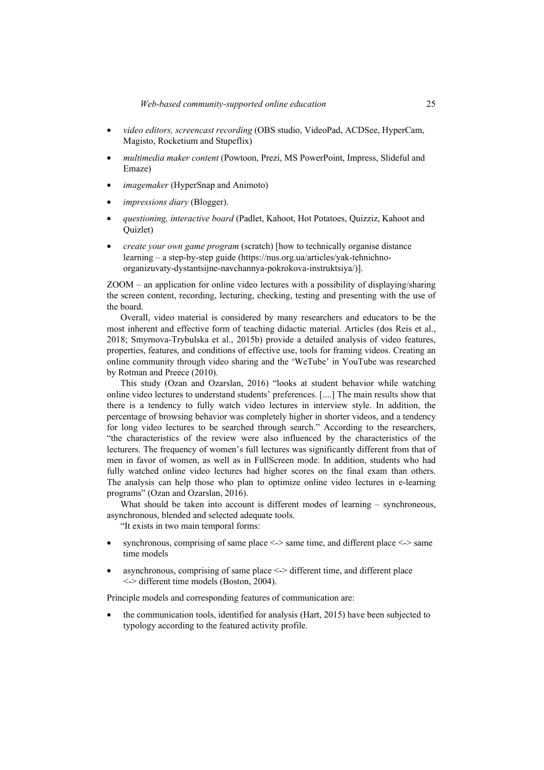- *video editors, screencast recording* (OBS studio, VideoPad, ACDSee, HyperCam, Magisto, Rocketium and Stupeflix)
- *multimedia maker content* (Powtoon, Prezi, MS PowerPoint, Impress, Slideful and Emaze)
- *imagemaker* (HyperSnap and Animoto)
- *impressions diary* (Blogger).
- *questioning, interactive board* (Padlet, Kahoot, Hot Potatoes, Quizziz, Kahoot and Quizlet)
- *create your own game program* (scratch) [how to technically organise distance learning – a step-by-step guide (https://nus.org.ua/articles/yak-tehnichno-organizuvaty-dystantsijne-navchannya-pokrokova-instruktsiya/)].

ZOOM – an application for online video lectures with a possibility of displaying/sharing the screen content, recording, lecturing, checking, testing and presenting with the use of the board.

Overall, video material is considered by many researchers and educators to be the most inherent and effective form of teaching didactic material. Articles (dos Reis et al., 2018; Smyrnova-Trybulska et al., 2015b) provide a detailed analysis of video features, properties, features, and conditions of effective use, tools for framing videos. Creating an online community through video sharing and the 'WeTube' in YouTube was researched by Rotman and Preece (2010).

This study (Ozan and Ozarslan, 2016) "looks at student behavior while watching online video lectures to understand students' preferences. [....] The main results show that there is a tendency to fully watch video lectures in interview style. In addition, the percentage of browsing behavior was completely higher in shorter videos, and a tendency for long video lectures to be searched through search." According to the researchers, "the characteristics of the review were also influenced by the characteristics of the lecturers. The frequency of women's full lectures was significantly different from that of men in favor of women, as well as in FullScreen mode. In addition, students who had fully watched online video lectures had higher scores on the final exam than others. The analysis can help those who plan to optimize online video lectures in e-learning programs" (Ozan and Ozarslan, 2016).

What should be taken into account is different modes of learning – synchroneous, asynchronous, blended and selected adequate tools.

"It exists in two main temporal forms:

- synchronous, comprising of same place <-> same time, and different place <-> same time models
- asynchronous, comprising of same place <-> different time, and different place <-> different time models (Boston, 2004).

Principle models and corresponding features of communication are:

- the communication tools, identified for analysis (Hart, 2015) have been subjected to typology according to the featured activity profile.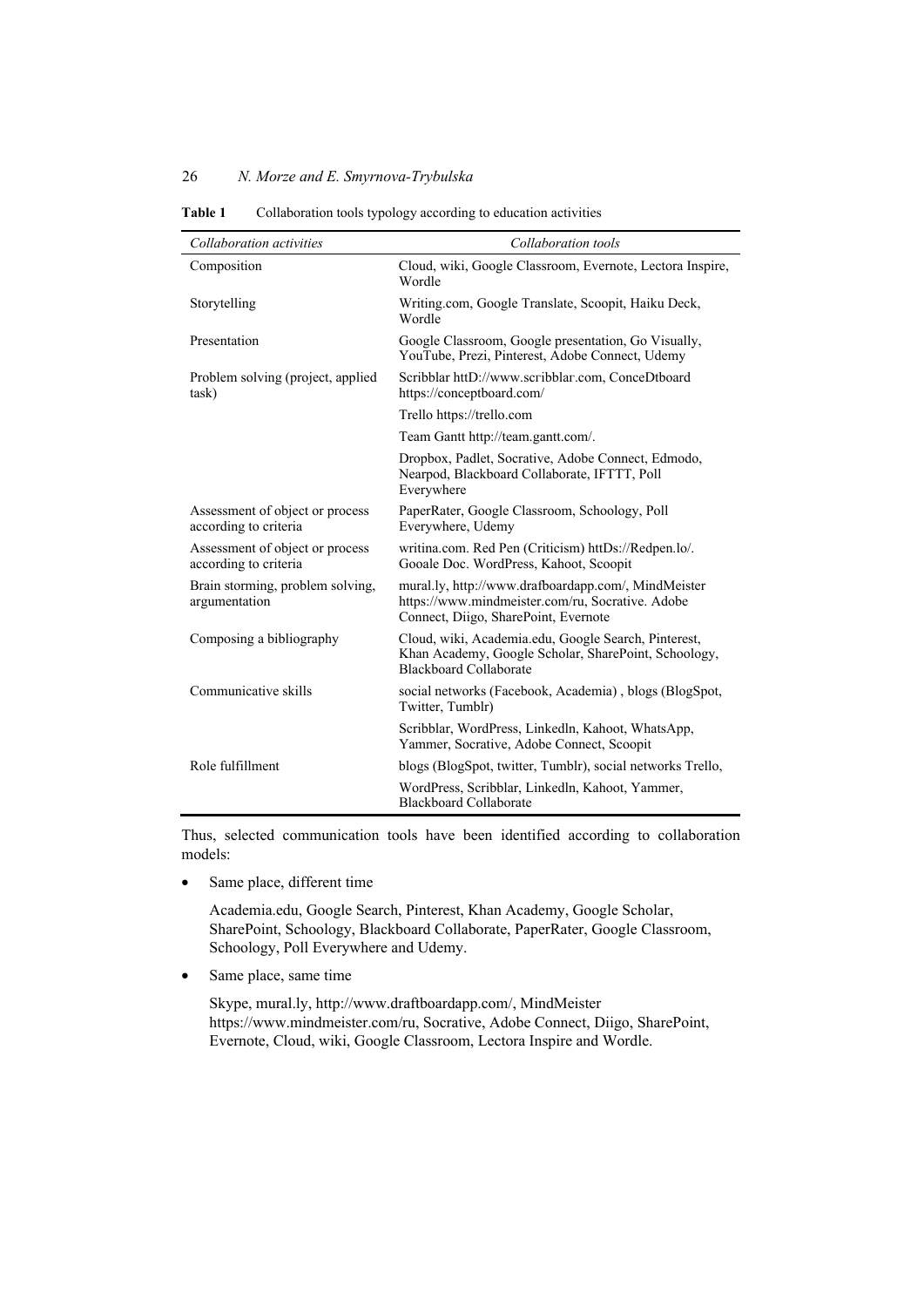**Table 1** Collaboration tools typology according to education activities

| *Collaboration activities* | *Collaboration tools* |
|---|---|
| Composition | Cloud, wiki, Google Classroom, Evernote, Lectora Inspire, Wordle |
| Storytelling | Writing.com, Google Translate, Scoopit, Haiku Deck, Wordle |
| Presentation | Google Classroom, Google presentation, Go Visually, YouTube, Prezi, Pinterest, Adobe Connect, Udemy |
| Problem solving (project, applied task) | Scribblar httD://www.scribblar.com, ConceDtboard https://conceptboard.com/ |
| | Trello https://trello.com |
| | Team Gantt http://team.gantt.com/. |
| | Dropbox, Padlet, Socrative, Adobe Connect, Edmodo, Nearpod, Blackboard Collaborate, IFTTT, Poll Everywhere |
| Assessment of object or process according to criteria | PaperRater, Google Classroom, Schoology, Poll Everywhere, Udemy |
| Assessment of object or process according to criteria | writina.com. Red Pen (Criticism) httDs://Redpen.lo/. Gooale Doc. WordPress, Kahoot, Scoopit |
| Brain storming, problem solving, argumentation | mural.ly, http://www.drafboardapp.com/, MindMeister https://www.mindmeister.com/ru, Socrative. Adobe Connect, Diigo, SharePoint, Evernote |
| Composing a bibliography | Cloud, wiki, Academia.edu, Google Search, Pinterest, Khan Academy, Google Scholar, SharePoint, Schoology, Blackboard Collaborate |
| Communicative skills | social networks (Facebook, Academia) , blogs (BlogSpot, Twitter, Tumblr) |
| | Scribblar, WordPress, Linkedln, Kahoot, WhatsApp, Yammer, Socrative, Adobe Connect, Scoopit |
| Role fulfillment | blogs (BlogSpot, twitter, Tumblr), social networks Trello, |
| | WordPress, Scribblar, Linkedln, Kahoot, Yammer, Blackboard Collaborate |

Thus, selected communication tools have been identified according to collaboration models:

- Same place, different time

  Academia.edu, Google Search, Pinterest, Khan Academy, Google Scholar, SharePoint, Schoology, Blackboard Collaborate, PaperRater, Google Classroom, Schoology, Poll Everywhere and Udemy.

- Same place, same time

  Skype, mural.ly, http://www.draftboardapp.com/, MindMeister https://www.mindmeister.com/ru, Socrative, Adobe Connect, Diigo, SharePoint, Evernote, Cloud, wiki, Google Classroom, Lectora Inspire and Wordle.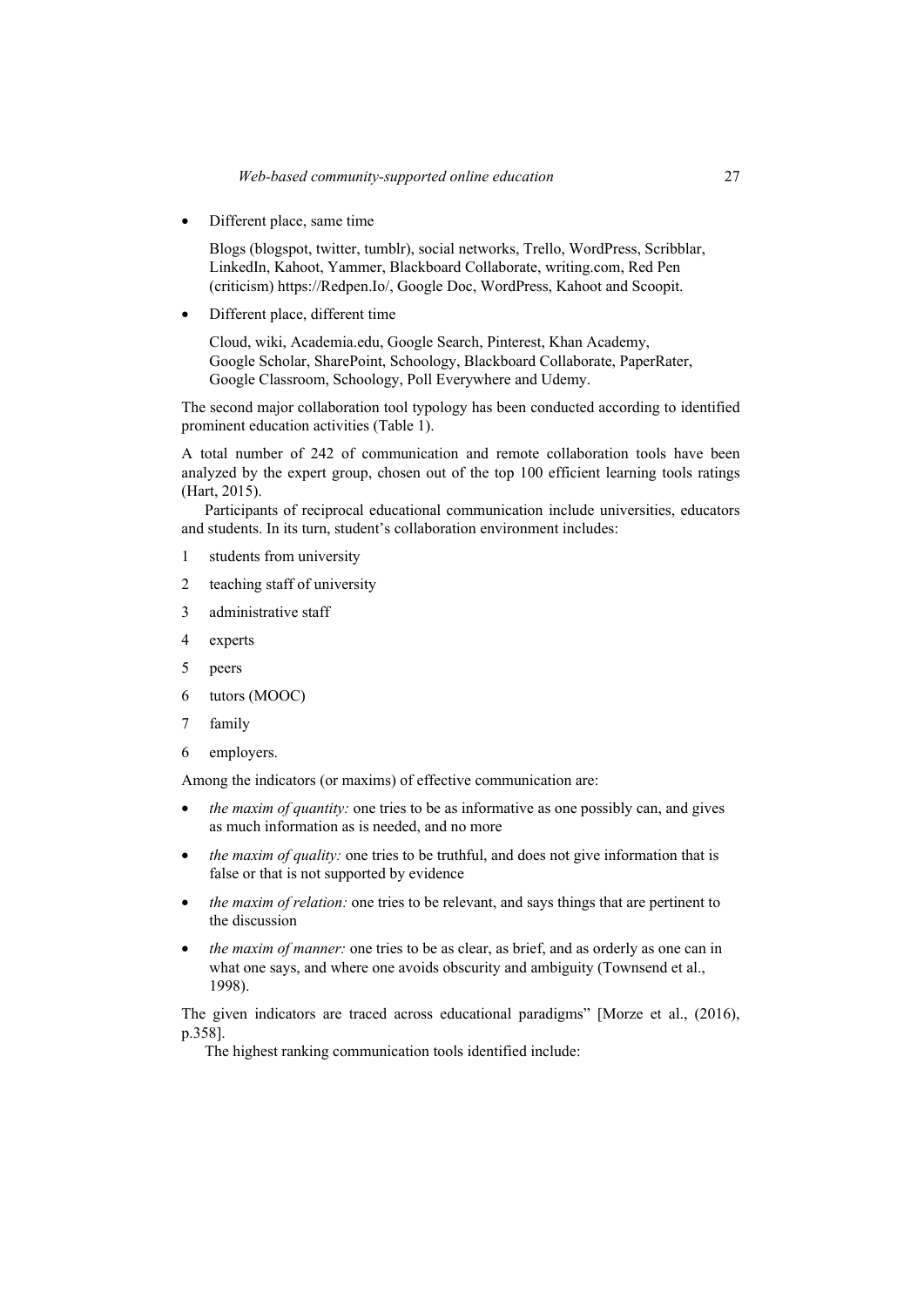- Different place, same time

  Blogs (blogspot, twitter, tumblr), social networks, Trello, WordPress, Scribblar, LinkedIn, Kahoot, Yammer, Blackboard Collaborate, writing.com, Red Pen (criticism) https://Redpen.Io/, Google Doc, WordPress, Kahoot and Scoopit.

- Different place, different time

  Cloud, wiki, Academia.edu, Google Search, Pinterest, Khan Academy, Google Scholar, SharePoint, Schoology, Blackboard Collaborate, PaperRater, Google Classroom, Schoology, Poll Everywhere and Udemy.

The second major collaboration tool typology has been conducted according to identified prominent education activities (Table 1).

A total number of 242 of communication and remote collaboration tools have been analyzed by the expert group, chosen out of the top 100 efficient learning tools ratings (Hart, 2015).

Participants of reciprocal educational communication include universities, educators and students. In its turn, student's collaboration environment includes:

1 students from university

2 teaching staff of university

3 administrative staff

4 experts

5 peers

6 tutors (MOOC)

7 family

6 employers.

Among the indicators (or maxims) of effective communication are:

- *the maxim of quantity:* one tries to be as informative as one possibly can, and gives as much information as is needed, and no more
- *the maxim of quality:* one tries to be truthful, and does not give information that is false or that is not supported by evidence
- *the maxim of relation:* one tries to be relevant, and says things that are pertinent to the discussion
- *the maxim of manner:* one tries to be as clear, as brief, and as orderly as one can in what one says, and where one avoids obscurity and ambiguity (Townsend et al., 1998).

The given indicators are traced across educational paradigms" [Morze et al., (2016), p.358].

The highest ranking communication tools identified include: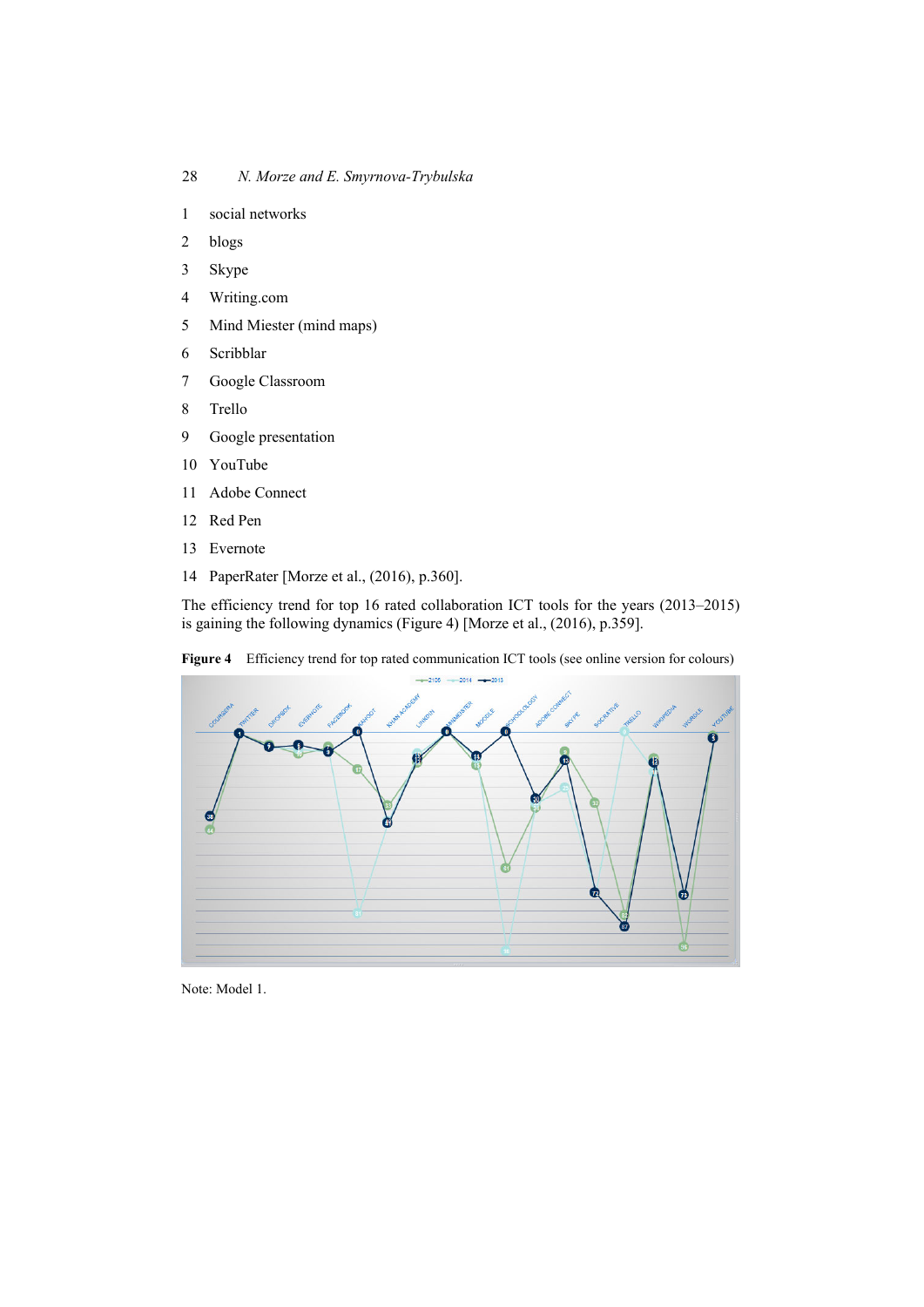1 social networks

2 blogs

3 Skype

4 Writing.com

5 Mind Miester (mind maps)

6 Scribblar

7 Google Classroom

8 Trello

9 Google presentation

10 YouTube

11 Adobe Connect

12 Red Pen

13 Evernote

14 PaperRater [Morze et al., (2016), p.360].

The efficiency trend for top 16 rated collaboration ICT tools for the years (2013–2015) is gaining the following dynamics (Figure 4) [Morze et al., (2016), p.359].

**Figure 4** Efficiency trend for top rated communication ICT tools (see online version for colours)

Note: Model 1.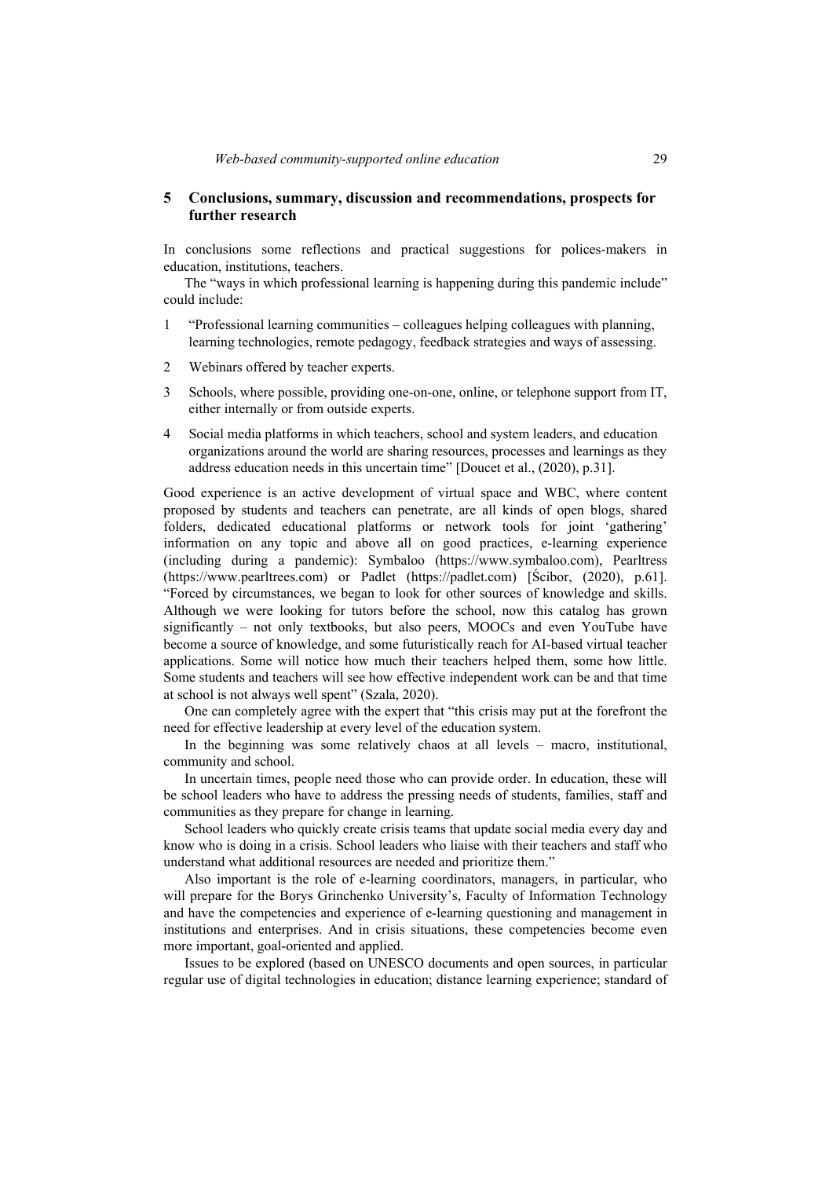## 5 Conclusions, summary, discussion and recommendations, prospects for further research

In conclusions some reflections and practical suggestions for polices-makers in education, institutions, teachers.

The "ways in which professional learning is happening during this pandemic include" could include:

1. "Professional learning communities – colleagues helping colleagues with planning, learning technologies, remote pedagogy, feedback strategies and ways of assessing.
2. Webinars offered by teacher experts.
3. Schools, where possible, providing one-on-one, online, or telephone support from IT, either internally or from outside experts.
4. Social media platforms in which teachers, school and system leaders, and education organizations around the world are sharing resources, processes and learnings as they address education needs in this uncertain time" [Doucet et al., (2020), p.31].

Good experience is an active development of virtual space and WBC, where content proposed by students and teachers can penetrate, are all kinds of open blogs, shared folders, dedicated educational platforms or network tools for joint 'gathering' information on any topic and above all on good practices, e-learning experience (including during a pandemic): Symbaloo (https://www.symbaloo.com), Pearltress (https://www.pearltrees.com) or Padlet (https://padlet.com) [Ścibor, (2020), p.61]. "Forced by circumstances, we began to look for other sources of knowledge and skills. Although we were looking for tutors before the school, now this catalog has grown significantly – not only textbooks, but also peers, MOOCs and even YouTube have become a source of knowledge, and some futuristically reach for AI-based virtual teacher applications. Some will notice how much their teachers helped them, some how little. Some students and teachers will see how effective independent work can be and that time at school is not always well spent" (Szala, 2020).

One can completely agree with the expert that "this crisis may put at the forefront the need for effective leadership at every level of the education system.

In the beginning was some relatively chaos at all levels – macro, institutional, community and school.

In uncertain times, people need those who can provide order. In education, these will be school leaders who have to address the pressing needs of students, families, staff and communities as they prepare for change in learning.

School leaders who quickly create crisis teams that update social media every day and know who is doing in a crisis. School leaders who liaise with their teachers and staff who understand what additional resources are needed and prioritize them."

Also important is the role of e-learning coordinators, managers, in particular, who will prepare for the Borys Grinchenko University's, Faculty of Information Technology and have the competencies and experience of e-learning questioning and management in institutions and enterprises. And in crisis situations, these competencies become even more important, goal-oriented and applied.

Issues to be explored (based on UNESCO documents and open sources, in particular regular use of digital technologies in education; distance learning experience; standard of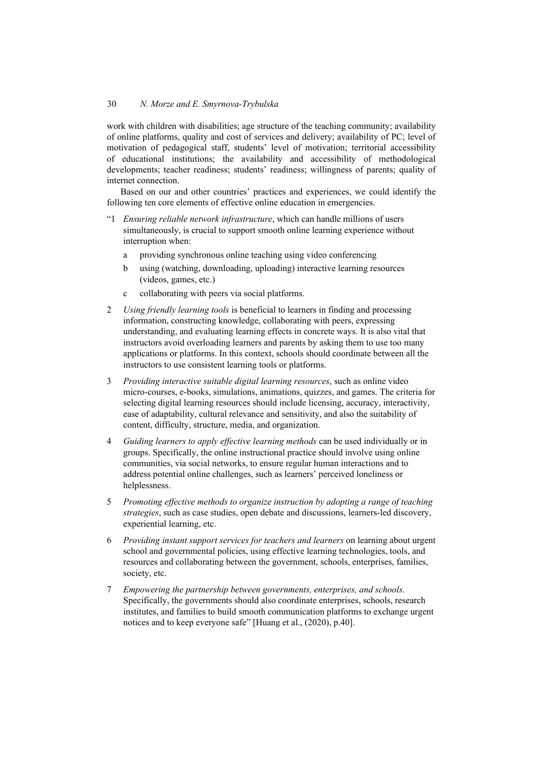work with children with disabilities; age structure of the teaching community; availability of online platforms, quality and cost of services and delivery; availability of PC; level of motivation of pedagogical staff, students' level of motivation; territorial accessibility of educational institutions; the availability and accessibility of methodological developments; teacher readiness; students' readiness; willingness of parents; quality of internet connection.

Based on our and other countries' practices and experiences, we could identify the following ten core elements of effective online education in emergencies.

"1 *Ensuring reliable network infrastructure*, which can handle millions of users simultaneously, is crucial to support smooth online learning experience without interruption when:

   a providing synchronous online teaching using video conferencing

   b using (watching, downloading, uploading) interactive learning resources (videos, games, etc.)

   c collaborating with peers via social platforms.

2 *Using friendly learning tools* is beneficial to learners in finding and processing information, constructing knowledge, collaborating with peers, expressing understanding, and evaluating learning effects in concrete ways. It is also vital that instructors avoid overloading learners and parents by asking them to use too many applications or platforms. In this context, schools should coordinate between all the instructors to use consistent learning tools or platforms.

3 *Providing interactive suitable digital learning resources*, such as online video micro-courses, e-books, simulations, animations, quizzes, and games. The criteria for selecting digital learning resources should include licensing, accuracy, interactivity, ease of adaptability, cultural relevance and sensitivity, and also the suitability of content, difficulty, structure, media, and organization.

4 *Guiding learners to apply effective learning methods* can be used individually or in groups. Specifically, the online instructional practice should involve using online communities, via social networks, to ensure regular human interactions and to address potential online challenges, such as learners' perceived loneliness or helplessness.

5 *Promoting effective methods to organize instruction by adopting a range of teaching strategies*, such as case studies, open debate and discussions, learners-led discovery, experiential learning, etc.

6 *Providing instant support services for teachers and learners* on learning about urgent school and governmental policies, using effective learning technologies, tools, and resources and collaborating between the government, schools, enterprises, families, society, etc.

7 *Empowering the partnership between governments, enterprises, and schools*. Specifically, the governments should also coordinate enterprises, schools, research institutes, and families to build smooth communication platforms to exchange urgent notices and to keep everyone safe" [Huang et al., (2020), p.40].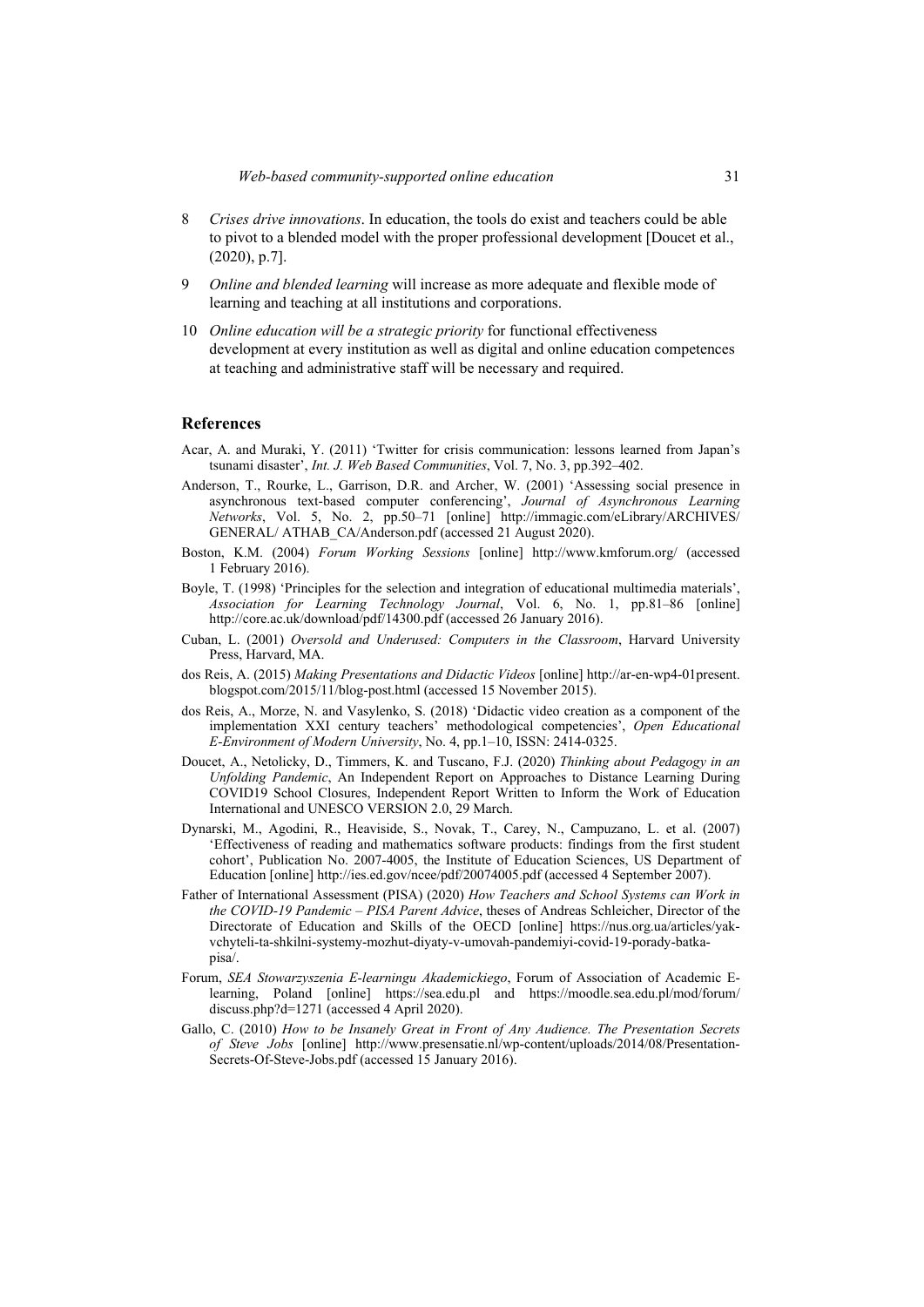8 *Crises drive innovations*. In education, the tools do exist and teachers could be able to pivot to a blended model with the proper professional development [Doucet et al., (2020), p.7].

9 *Online and blended learning* will increase as more adequate and flexible mode of learning and teaching at all institutions and corporations.

10 *Online education will be a strategic priority* for functional effectiveness development at every institution as well as digital and online education competences at teaching and administrative staff will be necessary and required.

## References

Acar, A. and Muraki, Y. (2011) 'Twitter for crisis communication: lessons learned from Japan's tsunami disaster', *Int. J. Web Based Communities*, Vol. 7, No. 3, pp.392–402.

Anderson, T., Rourke, L., Garrison, D.R. and Archer, W. (2001) 'Assessing social presence in asynchronous text-based computer conferencing', *Journal of Asynchronous Learning Networks*, Vol. 5, No. 2, pp.50–71 [online] http://immagic.com/eLibrary/ARCHIVES/GENERAL/ ATHAB_CA/Anderson.pdf (accessed 21 August 2020).

Boston, K.M. (2004) *Forum Working Sessions* [online] http://www.kmforum.org/ (accessed 1 February 2016).

Boyle, T. (1998) 'Principles for the selection and integration of educational multimedia materials', *Association for Learning Technology Journal*, Vol. 6, No. 1, pp.81–86 [online] http://core.ac.uk/download/pdf/14300.pdf (accessed 26 January 2016).

Cuban, L. (2001) *Oversold and Underused: Computers in the Classroom*, Harvard University Press, Harvard, MA.

dos Reis, A. (2015) *Making Presentations and Didactic Videos* [online] http://ar-en-wp4-01present.blogspot.com/2015/11/blog-post.html (accessed 15 November 2015).

dos Reis, A., Morze, N. and Vasylenko, S. (2018) 'Didactic video creation as a component of the implementation XXI century teachers' methodological competencies', *Open Educational E-Environment of Modern University*, No. 4, pp.1–10, ISSN: 2414-0325.

Doucet, A., Netolicky, D., Timmers, K. and Tuscano, F.J. (2020) *Thinking about Pedagogy in an Unfolding Pandemic*, An Independent Report on Approaches to Distance Learning During COVID19 School Closures, Independent Report Written to Inform the Work of Education International and UNESCO VERSION 2.0, 29 March.

Dynarski, M., Agodini, R., Heaviside, S., Novak, T., Carey, N., Campuzano, L. et al. (2007) 'Effectiveness of reading and mathematics software products: findings from the first student cohort', Publication No. 2007-4005, the Institute of Education Sciences, US Department of Education [online] http://ies.ed.gov/ncee/pdf/20074005.pdf (accessed 4 September 2007).

Father of International Assessment (PISA) (2020) *How Teachers and School Systems can Work in the COVID-19 Pandemic – PISA Parent Advice*, theses of Andreas Schleicher, Director of the Directorate of Education and Skills of the OECD [online] https://nus.org.ua/articles/yak-vchyteli-ta-shkilni-systemy-mozhut-diyaty-v-umovah-pandemiyi-covid-19-porady-batka-pisa/.

Forum, *SEA Stowarzyszenia E-learningu Akademickiego*, Forum of Association of Academic E-learning, Poland [online] https://sea.edu.pl and https://moodle.sea.edu.pl/mod/forum/discuss.php?d=1271 (accessed 4 April 2020).

Gallo, C. (2010) *How to be Insanely Great in Front of Any Audience. The Presentation Secrets of Steve Jobs* [online] http://www.presensatie.nl/wp-content/uploads/2014/08/Presentation-Secrets-Of-Steve-Jobs.pdf (accessed 15 January 2016).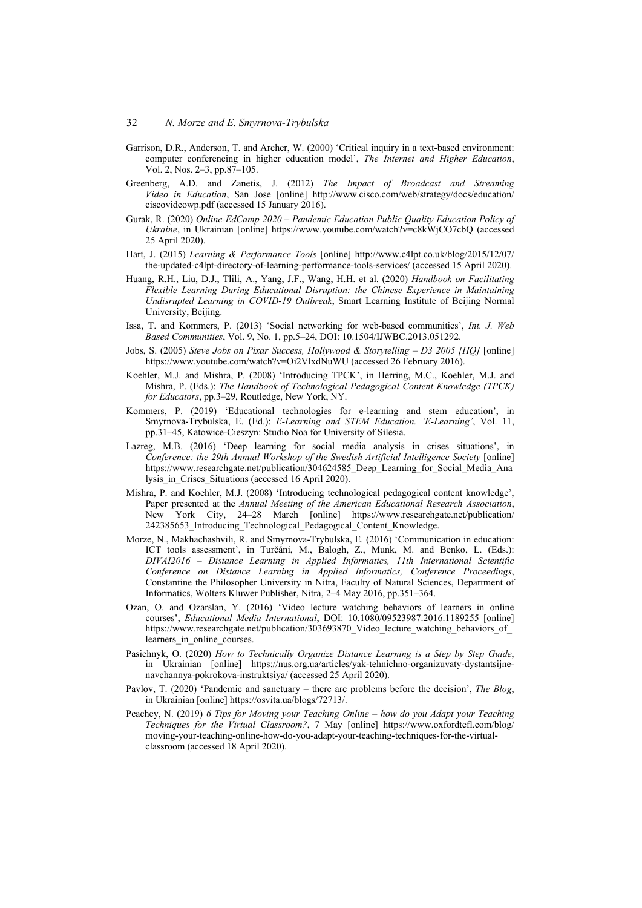Garrison, D.R., Anderson, T. and Archer, W. (2000) 'Critical inquiry in a text-based environment: computer conferencing in higher education model', *The Internet and Higher Education*, Vol. 2, Nos. 2–3, pp.87–105.

Greenberg, A.D. and Zanetis, J. (2012) *The Impact of Broadcast and Streaming Video in Education*, San Jose [online] http://www.cisco.com/web/strategy/docs/education/ciscovideowp.pdf (accessed 15 January 2016).

Gurak, R. (2020) *Online-EdCamp 2020 – Pandemic Education Public Quality Education Policy of Ukraine*, in Ukrainian [online] https://www.youtube.com/watch?v=c8kWjCO7cbQ (accessed 25 April 2020).

Hart, J. (2015) *Learning & Performance Tools* [online] http://www.c4lpt.co.uk/blog/2015/12/07/the-updated-c4lpt-directory-of-learning-performance-tools-services/ (accessed 15 April 2020).

Huang, R.H., Liu, D.J., Tlili, A., Yang, J.F., Wang, H.H. et al. (2020) *Handbook on Facilitating Flexible Learning During Educational Disruption: the Chinese Experience in Maintaining Undisrupted Learning in COVID-19 Outbreak*, Smart Learning Institute of Beijing Normal University, Beijing.

Issa, T. and Kommers, P. (2013) 'Social networking for web-based communities', *Int. J. Web Based Communities*, Vol. 9, No. 1, pp.5–24, DOI: 10.1504/IJWBC.2013.051292.

Jobs, S. (2005) *Steve Jobs on Pixar Success, Hollywood & Storytelling – D3 2005 [HQ]* [online] https://www.youtube.com/watch?v=Oi2VlxdNuWU (accessed 26 February 2016).

Koehler, M.J. and Mishra, P. (2008) 'Introducing TPCK', in Herring, M.C., Koehler, M.J. and Mishra, P. (Eds.): *The Handbook of Technological Pedagogical Content Knowledge (TPCK) for Educators*, pp.3–29, Routledge, New York, NY.

Kommers, P. (2019) 'Educational technologies for e-learning and stem education', in Smyrnova-Trybulska, E. (Ed.): *E-Learning and STEM Education. 'E-Learning'*, Vol. 11, pp.31–45, Katowice-Cieszyn: Studio Noa for University of Silesia.

Lazreg, M.B. (2016) 'Deep learning for social media analysis in crises situations', in *Conference: the 29th Annual Workshop of the Swedish Artificial Intelligence Society* [online] https://www.researchgate.net/publication/304624585_Deep_Learning_for_Social_Media_Analysis_in_Crises_Situations (accessed 16 April 2020).

Mishra, P. and Koehler, M.J. (2008) 'Introducing technological pedagogical content knowledge', Paper presented at the *Annual Meeting of the American Educational Research Association*, New York City, 24–28 March [online] https://www.researchgate.net/publication/242385653_Introducing_Technological_Pedagogical_Content_Knowledge.

Morze, N., Makhachashvili, R. and Smyrnova-Trybulska, E. (2016) 'Communication in education: ICT tools assessment', in Turčáni, M., Balogh, Z., Munk, M. and Benko, L. (Eds.): *DIVAI2016 – Distance Learning in Applied Informatics, 11th International Scientific Conference on Distance Learning in Applied Informatics, Conference Proceedings*, Constantine the Philosopher University in Nitra, Faculty of Natural Sciences, Department of Informatics, Wolters Kluwer Publisher, Nitra, 2–4 May 2016, pp.351–364.

Ozan, O. and Ozarslan, Y. (2016) 'Video lecture watching behaviors of learners in online courses', *Educational Media International*, DOI: 10.1080/09523987.2016.1189255 [online] https://www.researchgate.net/publication/303693870_Video_lecture_watching_behaviors_of_learners_in_online_courses.

Pasichnyk, O. (2020) *How to Technically Organize Distance Learning is a Step by Step Guide*, in Ukrainian [online] https://nus.org.ua/articles/yak-tehnichno-organizuvaty-dystantsijne-navchannya-pokrokova-instruktsiya/ (accessed 25 April 2020).

Pavlov, T. (2020) 'Pandemic and sanctuary – there are problems before the decision', *The Blog*, in Ukrainian [online] https://osvita.ua/blogs/72713/.

Peachey, N. (2019) *6 Tips for Moving your Teaching Online – how do you Adapt your Teaching Techniques for the Virtual Classroom?*, 7 May [online] https://www.oxfordtefl.com/blog/moving-your-teaching-online-how-do-you-adapt-your-teaching-techniques-for-the-virtual-classroom (accessed 18 April 2020).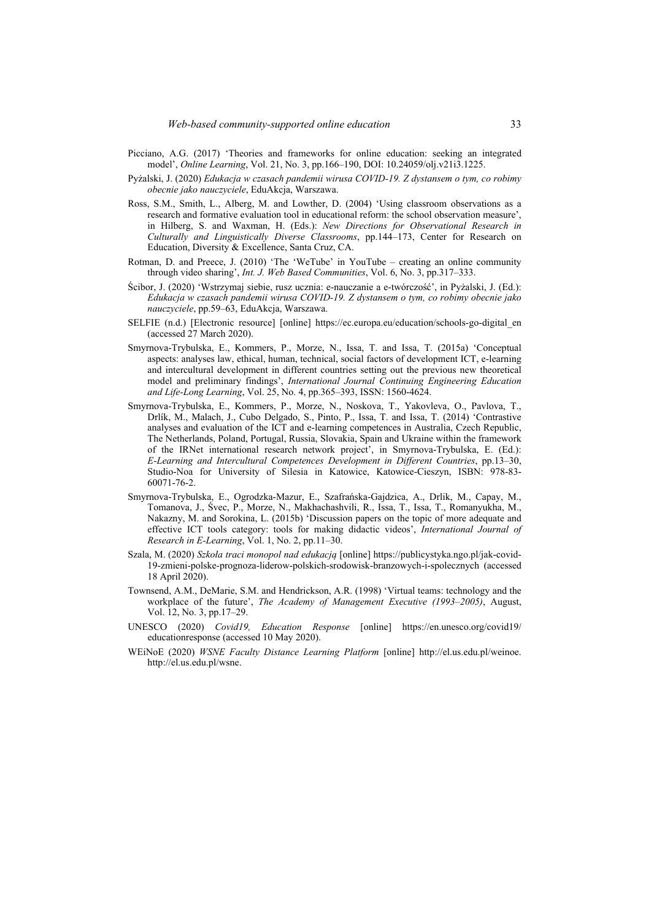Picciano, A.G. (2017) 'Theories and frameworks for online education: seeking an integrated model', *Online Learning*, Vol. 21, No. 3, pp.166–190, DOI: 10.24059/olj.v21i3.1225.

Pyżalski, J. (2020) *Edukacja w czasach pandemii wirusa COVID-19. Z dystansem o tym, co robimy obecnie jako nauczyciele*, EduAkcja, Warszawa.

Ross, S.M., Smith, L., Alberg, M. and Lowther, D. (2004) 'Using classroom observations as a research and formative evaluation tool in educational reform: the school observation measure', in Hilberg, S. and Waxman, H. (Eds.): *New Directions for Observational Research in Culturally and Linguistically Diverse Classrooms*, pp.144–173, Center for Research on Education, Diversity & Excellence, Santa Cruz, CA.

Rotman, D. and Preece, J. (2010) 'The 'WeTube' in YouTube – creating an online community through video sharing', *Int. J. Web Based Communities*, Vol. 6, No. 3, pp.317–333.

Ścibor, J. (2020) 'Wstrzymaj siebie, rusz ucznia: e-nauczanie a e-twórczość', in Pyżalski, J. (Ed.): *Edukacja w czasach pandemii wirusa COVID-19. Z dystansem o tym, co robimy obecnie jako nauczyciele*, pp.59–63, EduAkcja, Warszawa.

SELFIE (n.d.) [Electronic resource] [online] https://ec.europa.eu/education/schools-go-digital_en (accessed 27 March 2020).

Smyrnova-Trybulska, E., Kommers, P., Morze, N., Issa, T. and Issa, T. (2015a) 'Conceptual aspects: analyses law, ethical, human, technical, social factors of development ICT, e-learning and intercultural development in different countries setting out the previous new theoretical model and preliminary findings', *International Journal Continuing Engineering Education and Life-Long Learning*, Vol. 25, No. 4, pp.365–393, ISSN: 1560-4624.

Smyrnova-Trybulska, E., Kommers, P., Morze, N., Noskova, T., Yakovleva, O., Pavlova, T., Drlík, M., Malach, J., Cubo Delgado, S., Pinto, P., Issa, T. and Issa, T. (2014) 'Contrastive analyses and evaluation of the ICT and e-learning competences in Australia, Czech Republic, The Netherlands, Poland, Portugal, Russia, Slovakia, Spain and Ukraine within the framework of the IRNet international research network project', in Smyrnova-Trybulska, E. (Ed.): *E-Learning and Intercultural Competences Development in Different Countries*, pp.13–30, Studio-Noa for University of Silesia in Katowice, Katowice-Cieszyn, ISBN: 978-83-60071-76-2.

Smyrnova-Trybulska, E., Ogrodzka-Mazur, E., Szafrańska-Gajdzica, A., Drlik, M., Capay, M., Tomanova, J., Švec, P., Morze, N., Makhachashvili, R., Issa, T., Issa, T., Romanyukha, M., Nakazny, M. and Sorokina, L. (2015b) 'Discussion papers on the topic of more adequate and effective ICT tools category: tools for making didactic videos', *International Journal of Research in E-Learning*, Vol. 1, No. 2, pp.11–30.

Szala, M. (2020) *Szkoła traci monopol nad edukacją* [online] https://publicystyka.ngo.pl/jak-covid-19-zmieni-polske-prognoza-liderow-polskich-srodowisk-branzowych-i-spolecznych (accessed 18 April 2020).

Townsend, A.M., DeMarie, S.M. and Hendrickson, A.R. (1998) 'Virtual teams: technology and the workplace of the future', *The Academy of Management Executive (1993–2005)*, August, Vol. 12, No. 3, pp.17–29.

UNESCO (2020) *Covid19, Education Response* [online] https://en.unesco.org/covid19/educationresponse (accessed 10 May 2020).

WEiNoE (2020) *WSNE Faculty Distance Learning Platform* [online] http://el.us.edu.pl/weinoe. http://el.us.edu.pl/wsne.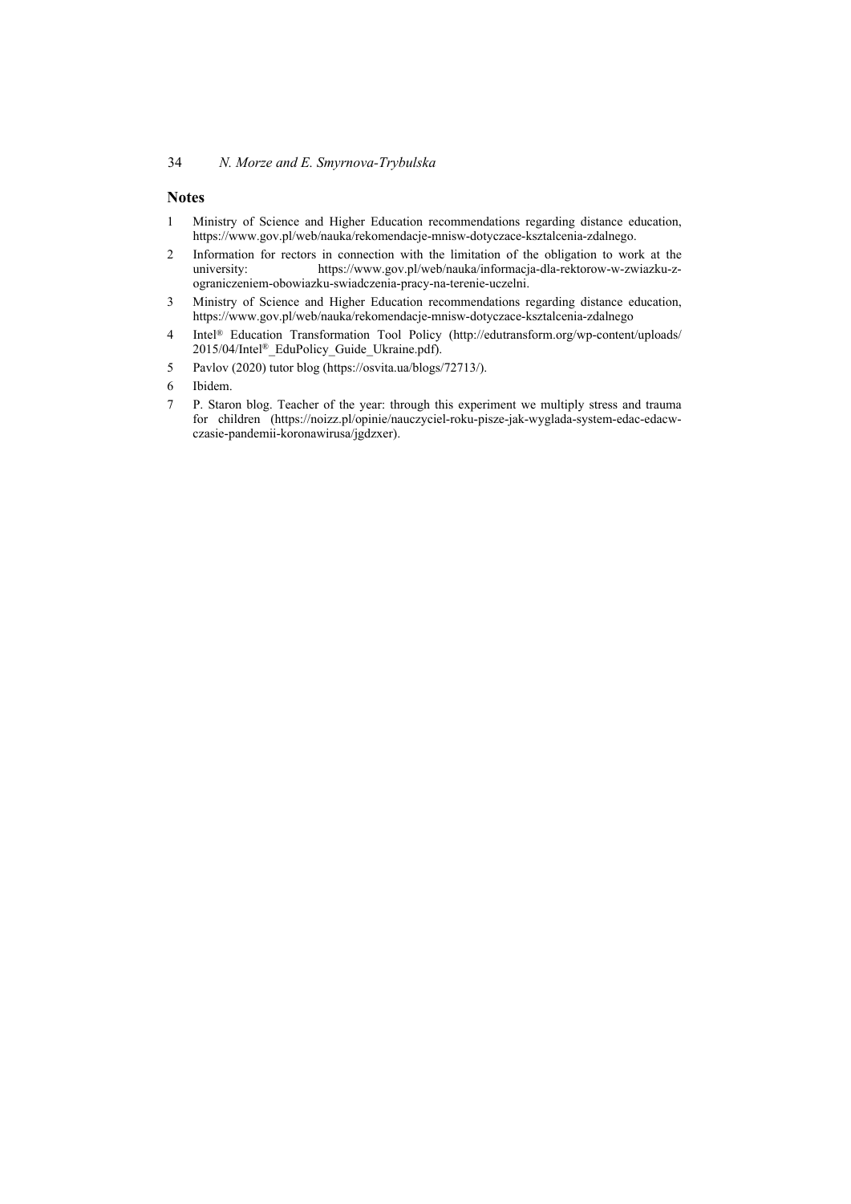## Notes

1. Ministry of Science and Higher Education recommendations regarding distance education, https://www.gov.pl/web/nauka/rekomendacje-mnisw-dotyczace-ksztalcenia-zdalnego.
2. Information for rectors in connection with the limitation of the obligation to work at the university: https://www.gov.pl/web/nauka/informacja-dla-rektorow-w-zwiazku-z-ograniczeniem-obowiazku-swiadczenia-pracy-na-terenie-uczelni.
3. Ministry of Science and Higher Education recommendations regarding distance education, https://www.gov.pl/web/nauka/rekomendacje-mnisw-dotyczace-ksztalcenia-zdalnego
4. Intel® Education Transformation Tool Policy (http://edutransform.org/wp-content/uploads/2015/04/Intel®_EduPolicy_Guide_Ukraine.pdf).
5. Pavlov (2020) tutor blog (https://osvita.ua/blogs/72713/).
6. Ibidem.
7. P. Staron blog. Teacher of the year: through this experiment we multiply stress and trauma for children (https://noizz.pl/opinie/nauczyciel-roku-pisze-jak-wyglada-system-edac-edacw-czasie-pandemii-koronawirusa/jgdzxer).